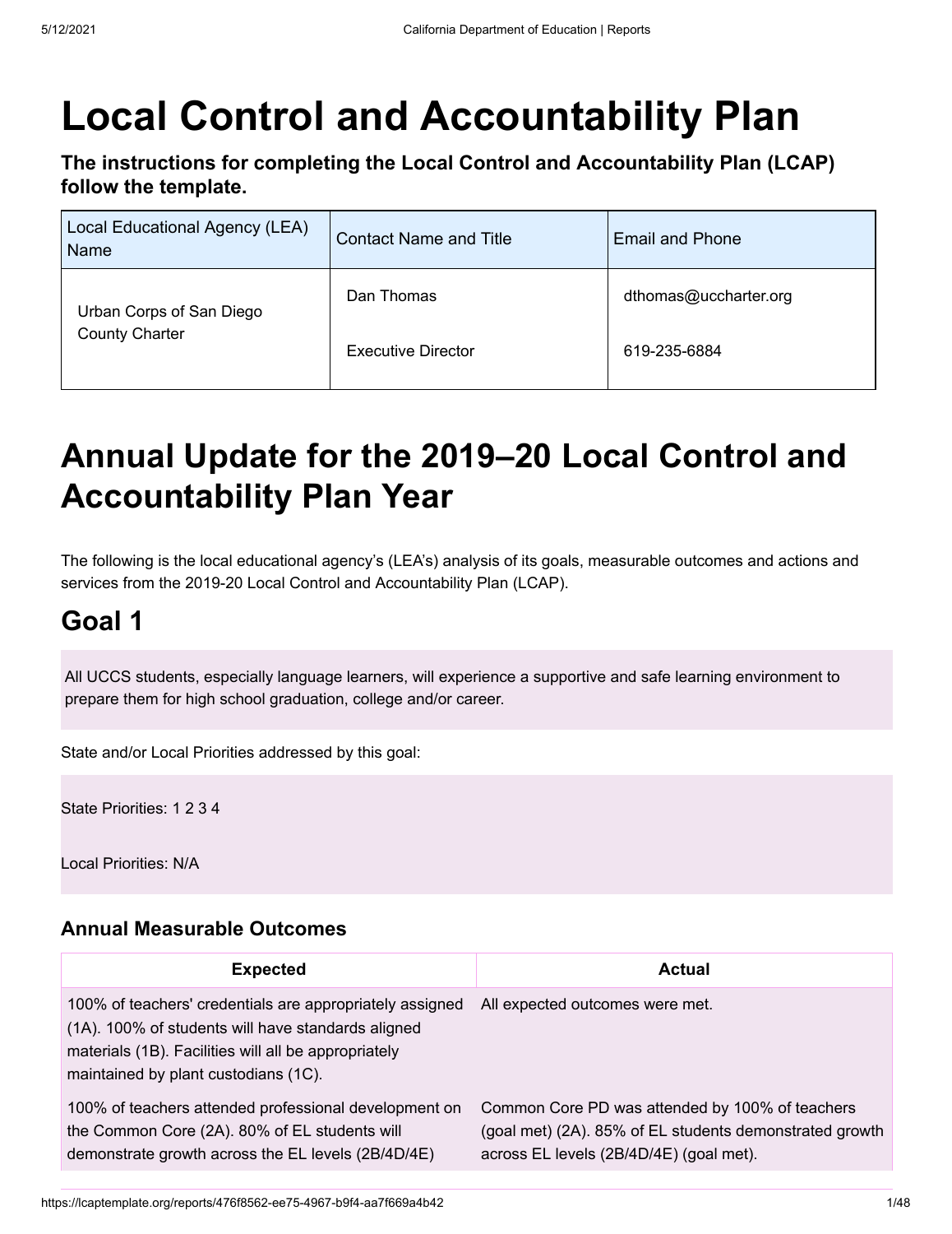# Local Control and Accountability Plan

**The instructions for completing the Local Control and Accountability Plan (LCAP) follow the template.**

| Local Educational Agency (LEA) Name | Contact Name and Title | Email and Phone |
|---|---|---|
| Urban Corps of San Diego County Charter | Dan Thomas<br><br>Executive Director | dthomas@uccharter.org<br><br>619-235-6884 |

# Annual Update for the 2019–20 Local Control and Accountability Plan Year

The following is the local educational agency's (LEA's) analysis of its goals, measurable outcomes and actions and services from the 2019-20 Local Control and Accountability Plan (LCAP).

## Goal 1

All UCCS students, especially language learners, will experience a supportive and safe learning environment to prepare them for high school graduation, college and/or career.

State and/or Local Priorities addressed by this goal:

State Priorities: 1 2 3 4

Local Priorities: N/A

### Annual Measurable Outcomes

| Expected | Actual |
|---|---|
| 100% of teachers' credentials are appropriately assigned (1A). 100% of students will have standards aligned materials (1B). Facilities will all be appropriately maintained by plant custodians (1C). | All expected outcomes were met. |
| 100% of teachers attended professional development on the Common Core (2A). 80% of EL students will demonstrate growth across the EL levels (2B/4D/4E) | Common Core PD was attended by 100% of teachers (goal met) (2A). 85% of EL students demonstrated growth across EL levels (2B/4D/4E) (goal met). |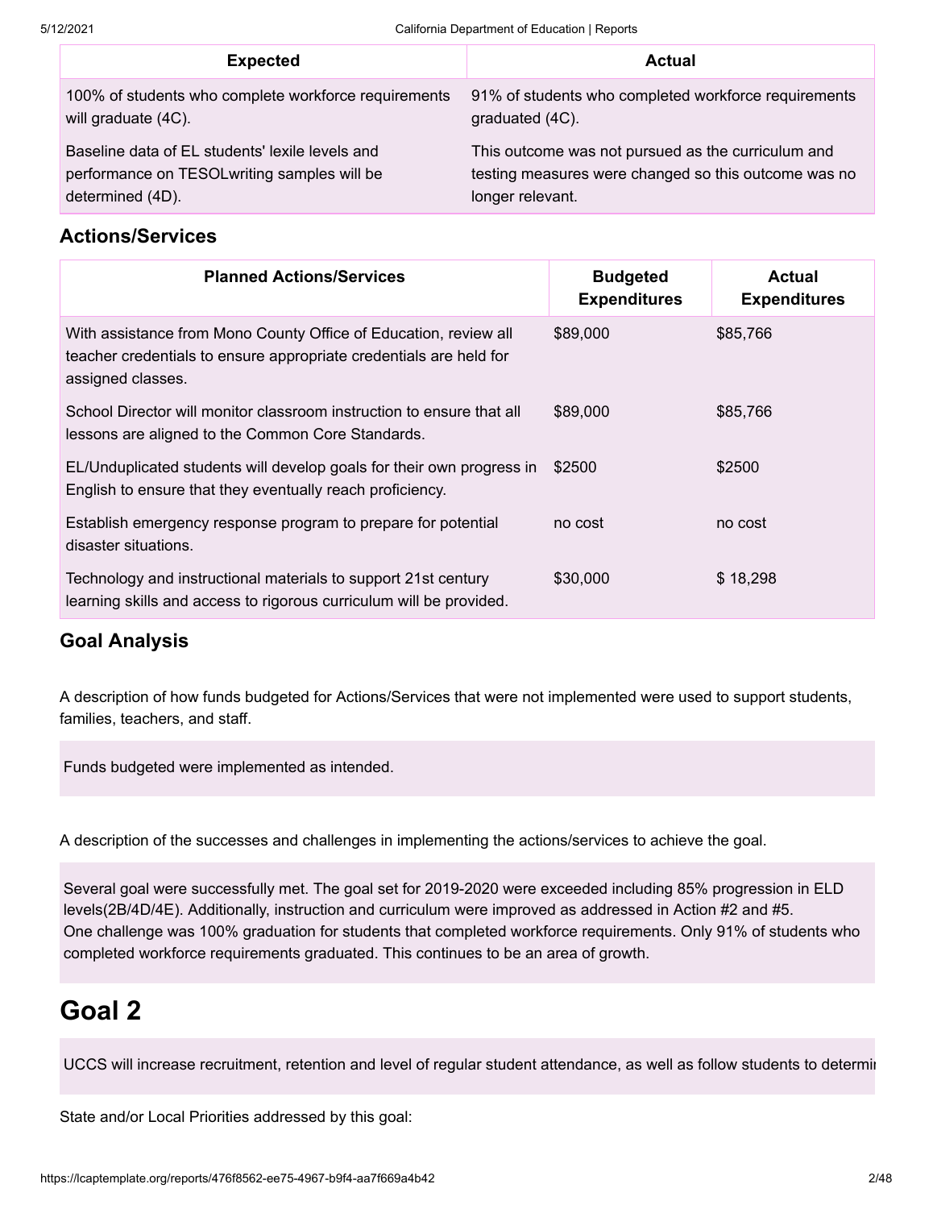| Expected | Actual |
| --- | --- |
| 100% of students who complete workforce requirements will graduate (4C). | 91% of students who completed workforce requirements graduated (4C). |
| Baseline data of EL students' lexile levels and performance on TESOLwriting samples will be determined (4D). | This outcome was not pursued as the curriculum and testing measures were changed so this outcome was no longer relevant. |

### Actions/Services

| Planned Actions/Services | Budgeted Expenditures | Actual Expenditures |
| --- | --- | --- |
| With assistance from Mono County Office of Education, review all teacher credentials to ensure appropriate credentials are held for assigned classes. | $89,000 | $85,766 |
| School Director will monitor classroom instruction to ensure that all lessons are aligned to the Common Core Standards. | $89,000 | $85,766 |
| EL/Unduplicated students will develop goals for their own progress in English to ensure that they eventually reach proficiency. | $2500 | $2500 |
| Establish emergency response program to prepare for potential disaster situations. | no cost | no cost |
| Technology and instructional materials to support 21st century learning skills and access to rigorous curriculum will be provided. | $30,000 | $ 18,298 |

### Goal Analysis

A description of how funds budgeted for Actions/Services that were not implemented were used to support students, families, teachers, and staff.

Funds budgeted were implemented as intended.

A description of the successes and challenges in implementing the actions/services to achieve the goal.

Several goal were successfully met. The goal set for 2019-2020 were exceeded including 85% progression in ELD levels(2B/4D/4E). Additionally, instruction and curriculum were improved as addressed in Action #2 and #5.
One challenge was 100% graduation for students that completed workforce requirements. Only 91% of students who completed workforce requirements graduated. This continues to be an area of growth.

# Goal 2

UCCS will increase recruitment, retention and level of regular student attendance, as well as follow students to determi

State and/or Local Priorities addressed by this goal: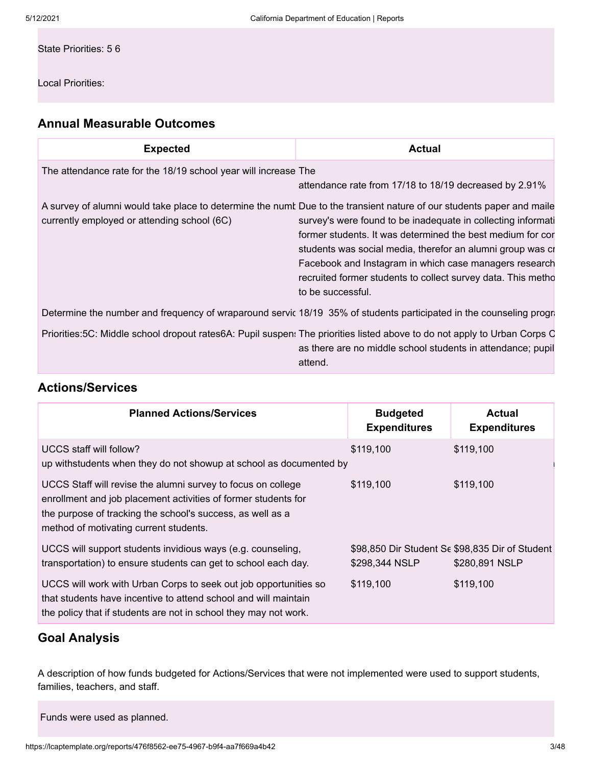State Priorities: 5 6

Local Priorities:

## Annual Measurable Outcomes

| Expected | Actual |
|---|---|
| The attendance rate for the 18/19 school year will increase | The attendance rate from 17/18 to 18/19 decreased by 2.91% |
| A survey of alumni would take place to determine the numb currently employed or attending school (6C) | Due to the transient nature of our students paper and maile survey's were found to be inadequate in collecting informati former students. It was determined the best medium for cor students was social media, therefor an alumni group was cr Facebook and Instagram in which case managers research recruited former students to collect survey data. This metho to be successful. |
| Determine the number and frequency of wraparound servic | 18/19 35% of students participated in the counseling progr |
| Priorities:5C: Middle school dropout rates6A: Pupil suspens | The priorities listed above to do not apply to Urban Corps C as there are no middle school students in attendance; pupil attend. |

## Actions/Services

| Planned Actions/Services | Budgeted Expenditures | Actual Expenditures |
|---|---|---|
| UCCS staff will follow? up withstudents when they do not showup at school as documented by | $119,100 | $119,100 |
| UCCS Staff will revise the alumni survey to focus on college enrollment and job placement activities of former students for the purpose of tracking the school's success, as well as a method of motivating current students. | $119,100 | $119,100 |
| UCCS will support students invidious ways (e.g. counseling, transportation) to ensure students can get to school each day. | $98,850 Dir Student Se $298,344 NSLP | $98,835 Dir of Student $280,891 NSLP |
| UCCS will work with Urban Corps to seek out job opportunities so that students have incentive to attend school and will maintain the policy that if students are not in school they may not work. | $119,100 | $119,100 |

## Goal Analysis

A description of how funds budgeted for Actions/Services that were not implemented were used to support students, families, teachers, and staff.

Funds were used as planned.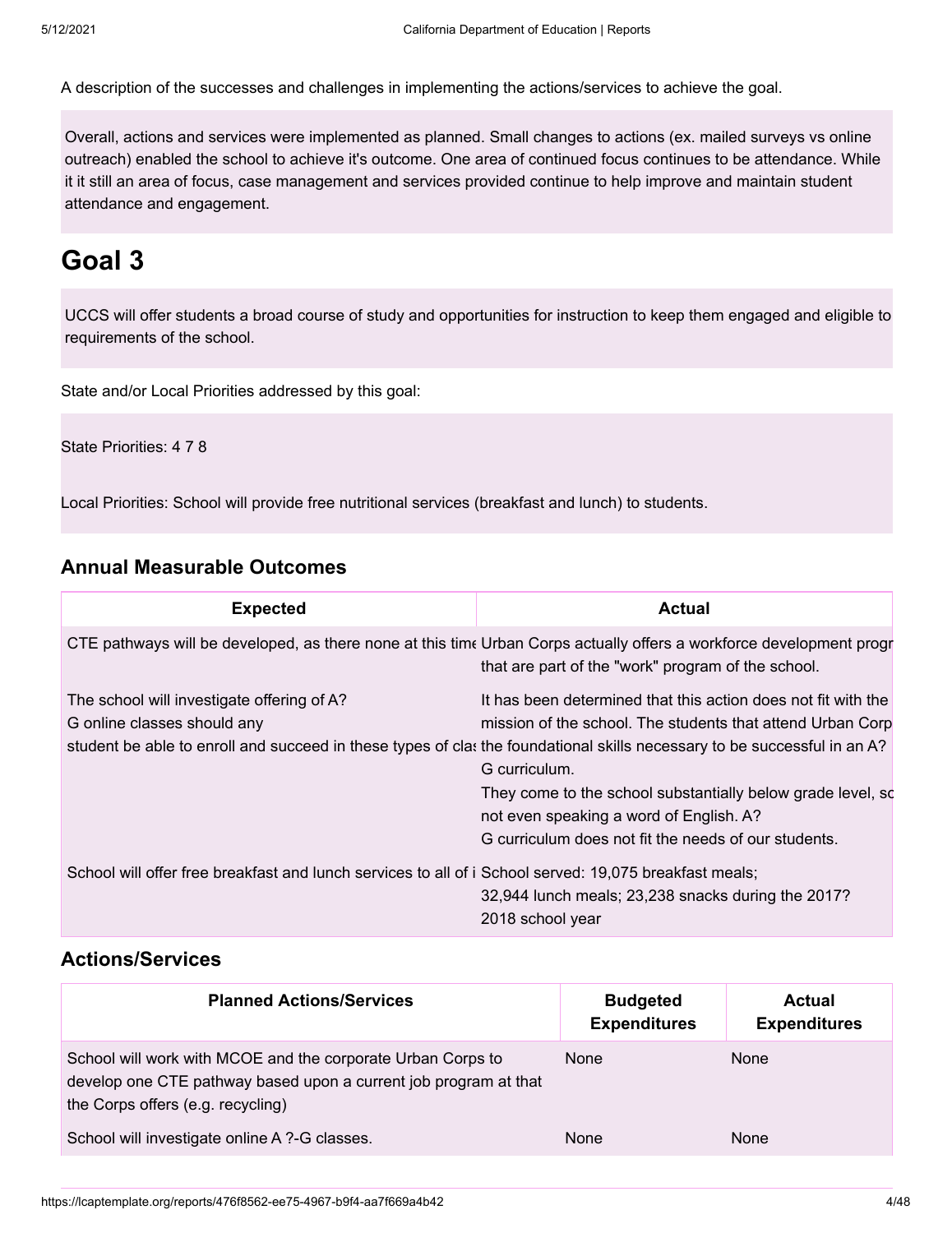A description of the successes and challenges in implementing the actions/services to achieve the goal.

Overall, actions and services were implemented as planned. Small changes to actions (ex. mailed surveys vs online outreach) enabled the school to achieve it's outcome. One area of continued focus continues to be attendance. While it it still an area of focus, case management and services provided continue to help improve and maintain student attendance and engagement.

# Goal 3

UCCS will offer students a broad course of study and opportunities for instruction to keep them engaged and eligible to requirements of the school.

State and/or Local Priorities addressed by this goal:

State Priorities: 4 7 8

Local Priorities: School will provide free nutritional services (breakfast and lunch) to students.

## Annual Measurable Outcomes

| Expected | Actual |
|---|---|
| CTE pathways will be developed, as there none at this time | Urban Corps actually offers a workforce development progr that are part of the "work" program of the school. |
| The school will investigate offering of A?<br>G online classes should any<br>student be able to enroll and succeed in these types of clas | It has been determined that this action does not fit with the mission of the school. The students that attend Urban Corp the foundational skills necessary to be successful in an A?<br>G curriculum.<br>They come to the school substantially below grade level, sc not even speaking a word of English. A?<br>G curriculum does not fit the needs of our students. |
| School will offer free breakfast and lunch services to all of i | School served: 19,075 breakfast meals;<br>32,944 lunch meals; 23,238 snacks during the 2017?<br>2018 school year |

## Actions/Services

| Planned Actions/Services | Budgeted Expenditures | Actual Expenditures |
|---|---|---|
| School will work with MCOE and the corporate Urban Corps to develop one CTE pathway based upon a current job program at that the Corps offers (e.g. recycling) | None | None |
| School will investigate online A ?-G classes. | None | None |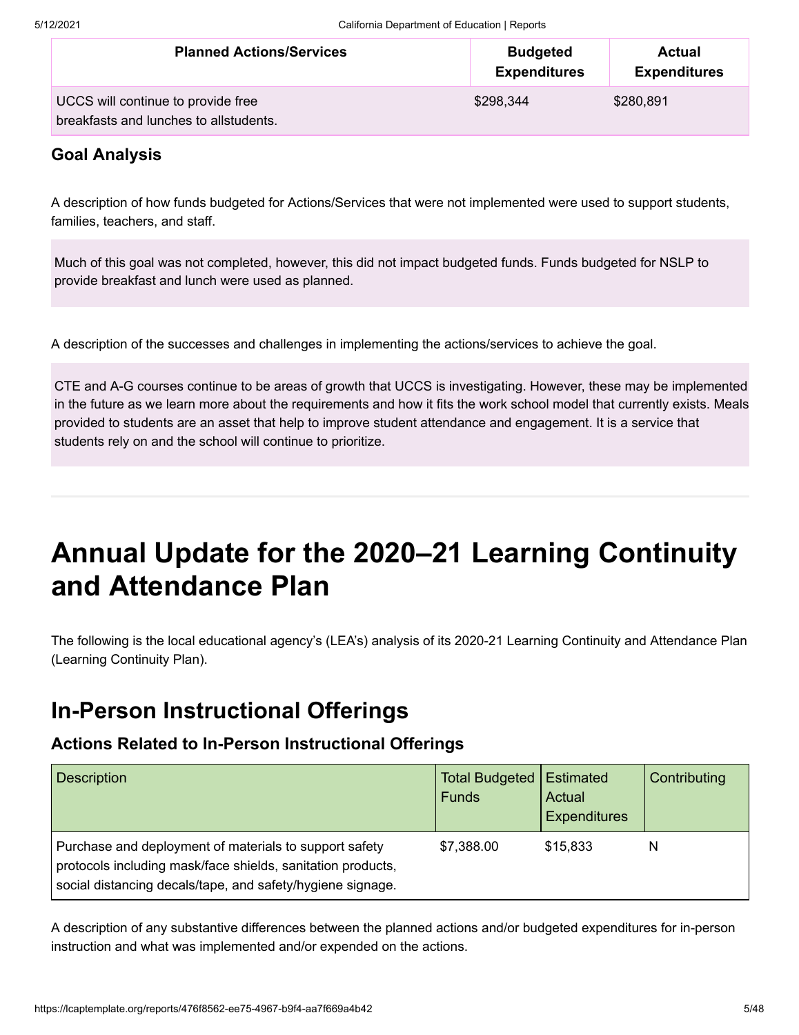| Planned Actions/Services | Budgeted Expenditures | Actual Expenditures |
|---|---|---|
| UCCS will continue to provide free breakfasts and lunches to allstudents. | $298,344 | $280,891 |

### Goal Analysis

A description of how funds budgeted for Actions/Services that were not implemented were used to support students, families, teachers, and staff.

Much of this goal was not completed, however, this did not impact budgeted funds. Funds budgeted for NSLP to provide breakfast and lunch were used as planned.

A description of the successes and challenges in implementing the actions/services to achieve the goal.

CTE and A-G courses continue to be areas of growth that UCCS is investigating. However, these may be implemented in the future as we learn more about the requirements and how it fits the work school model that currently exists. Meals provided to students are an asset that help to improve student attendance and engagement. It is a service that students rely on and the school will continue to prioritize.

# Annual Update for the 2020–21 Learning Continuity and Attendance Plan

The following is the local educational agency's (LEA's) analysis of its 2020-21 Learning Continuity and Attendance Plan (Learning Continuity Plan).

## In-Person Instructional Offerings

### Actions Related to In-Person Instructional Offerings

| Description | Total Budgeted Funds | Estimated Actual Expenditures | Contributing |
|---|---|---|---|
| Purchase and deployment of materials to support safety protocols including mask/face shields, sanitation products, social distancing decals/tape, and safety/hygiene signage. | $7,388.00 | $15,833 | N |

A description of any substantive differences between the planned actions and/or budgeted expenditures for in-person instruction and what was implemented and/or expended on the actions.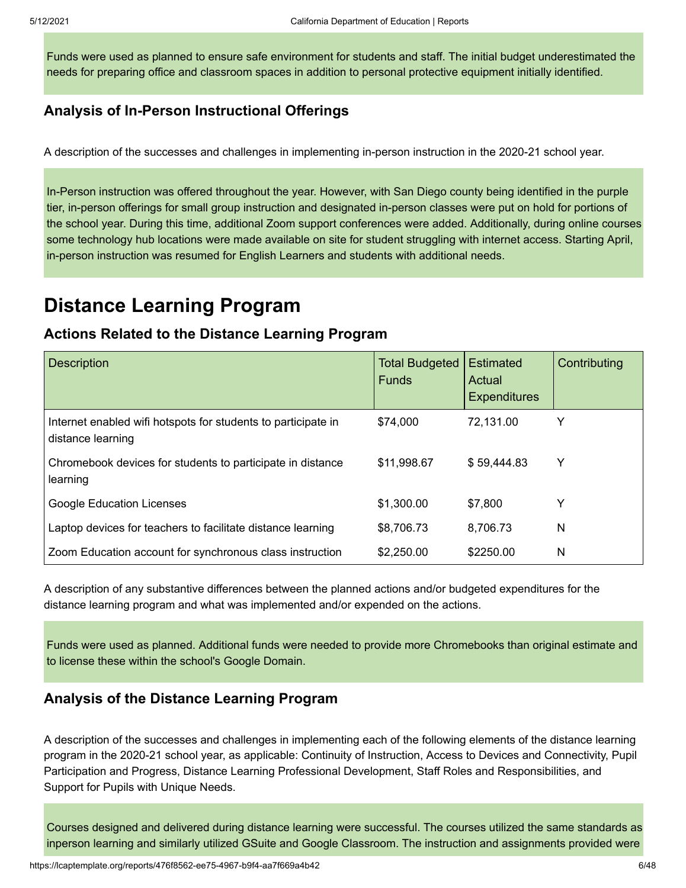Funds were used as planned to ensure safe environment for students and staff. The initial budget underestimated the needs for preparing office and classroom spaces in addition to personal protective equipment initially identified.

### Analysis of In-Person Instructional Offerings

A description of the successes and challenges in implementing in-person instruction in the 2020-21 school year.

In-Person instruction was offered throughout the year. However, with San Diego county being identified in the purple tier, in-person offerings for small group instruction and designated in-person classes were put on hold for portions of the school year. During this time, additional Zoom support conferences were added. Additionally, during online courses some technology hub locations were made available on site for student struggling with internet access. Starting April, in-person instruction was resumed for English Learners and students with additional needs.

# Distance Learning Program

### Actions Related to the Distance Learning Program

| Description | Total Budgeted Funds | Estimated Actual Expenditures | Contributing |
|---|---|---|---|
| Internet enabled wifi hotspots for students to participate in distance learning | $74,000 | 72,131.00 | Y |
| Chromebook devices for students to participate in distance learning | $11,998.67 | $ 59,444.83 | Y |
| Google Education Licenses | $1,300.00 | $7,800 | Y |
| Laptop devices for teachers to facilitate distance learning | $8,706.73 | 8,706.73 | N |
| Zoom Education account for synchronous class instruction | $2,250.00 | $2250.00 | N |

A description of any substantive differences between the planned actions and/or budgeted expenditures for the distance learning program and what was implemented and/or expended on the actions.

Funds were used as planned. Additional funds were needed to provide more Chromebooks than original estimate and to license these within the school's Google Domain.

### Analysis of the Distance Learning Program

A description of the successes and challenges in implementing each of the following elements of the distance learning program in the 2020-21 school year, as applicable: Continuity of Instruction, Access to Devices and Connectivity, Pupil Participation and Progress, Distance Learning Professional Development, Staff Roles and Responsibilities, and Support for Pupils with Unique Needs.

Courses designed and delivered during distance learning were successful. The courses utilized the same standards as inperson learning and similarly utilized GSuite and Google Classroom. The instruction and assignments provided were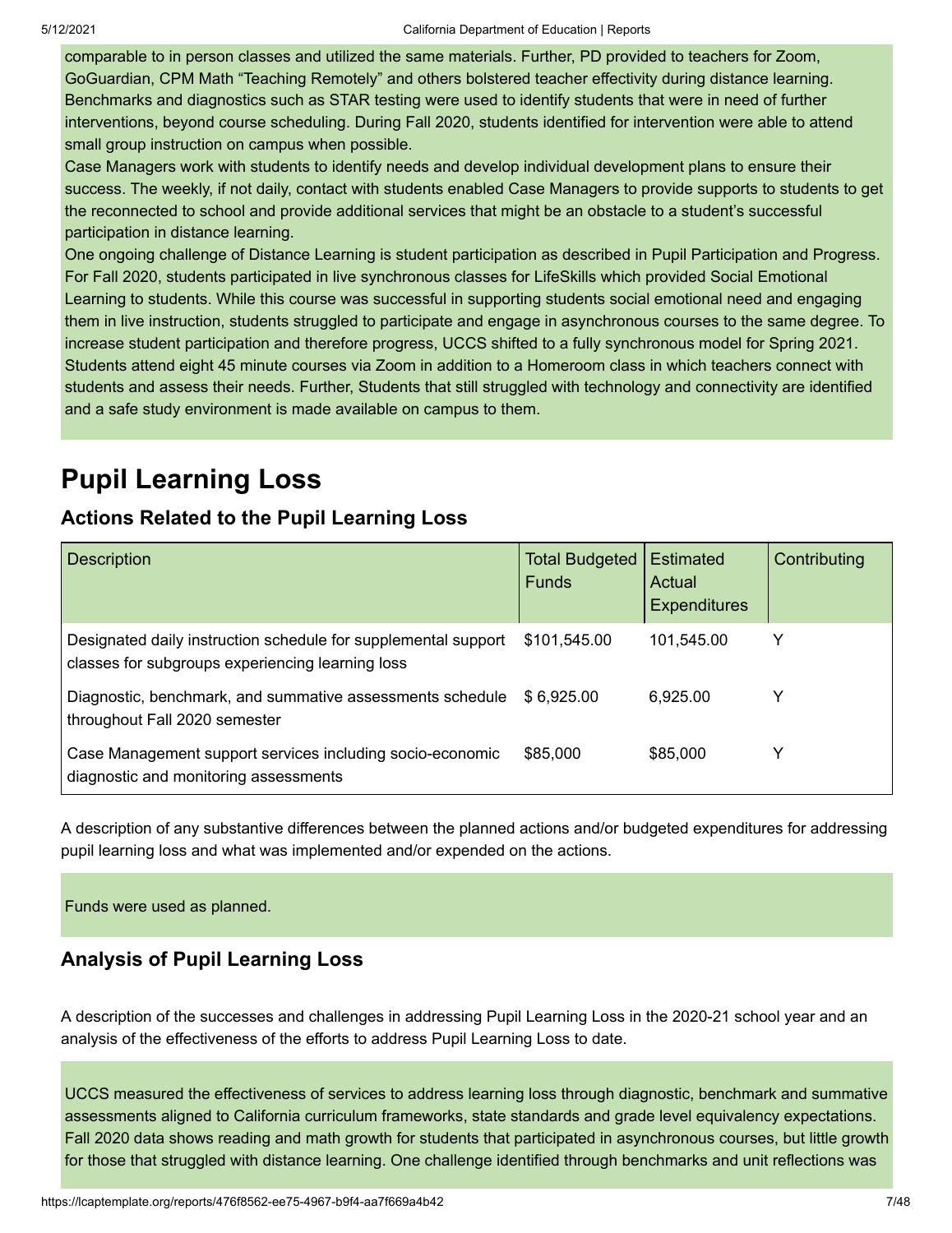comparable to in person classes and utilized the same materials. Further, PD provided to teachers for Zoom, GoGuardian, CPM Math "Teaching Remotely" and others bolstered teacher effectivity during distance learning. Benchmarks and diagnostics such as STAR testing were used to identify students that were in need of further interventions, beyond course scheduling. During Fall 2020, students identified for intervention were able to attend small group instruction on campus when possible.
Case Managers work with students to identify needs and develop individual development plans to ensure their success. The weekly, if not daily, contact with students enabled Case Managers to provide supports to students to get the reconnected to school and provide additional services that might be an obstacle to a student's successful participation in distance learning.
One ongoing challenge of Distance Learning is student participation as described in Pupil Participation and Progress. For Fall 2020, students participated in live synchronous classes for LifeSkills which provided Social Emotional Learning to students. While this course was successful in supporting students social emotional need and engaging them in live instruction, students struggled to participate and engage in asynchronous courses to the same degree. To increase student participation and therefore progress, UCCS shifted to a fully synchronous model for Spring 2021. Students attend eight 45 minute courses via Zoom in addition to a Homeroom class in which teachers connect with students and assess their needs. Further, Students that still struggled with technology and connectivity are identified and a safe study environment is made available on campus to them.

# Pupil Learning Loss

### Actions Related to the Pupil Learning Loss

| Description | Total Budgeted Funds | Estimated Actual Expenditures | Contributing |
|---|---|---|---|
| Designated daily instruction schedule for supplemental support classes for subgroups experiencing learning loss | $101,545.00 | 101,545.00 | Y |
| Diagnostic, benchmark, and summative assessments schedule throughout Fall 2020 semester | $ 6,925.00 | 6,925.00 | Y |
| Case Management support services including socio-economic diagnostic and monitoring assessments | $85,000 | $85,000 | Y |

A description of any substantive differences between the planned actions and/or budgeted expenditures for addressing pupil learning loss and what was implemented and/or expended on the actions.

Funds were used as planned.

### Analysis of Pupil Learning Loss

A description of the successes and challenges in addressing Pupil Learning Loss in the 2020-21 school year and an analysis of the effectiveness of the efforts to address Pupil Learning Loss to date.

UCCS measured the effectiveness of services to address learning loss through diagnostic, benchmark and summative assessments aligned to California curriculum frameworks, state standards and grade level equivalency expectations. Fall 2020 data shows reading and math growth for students that participated in asynchronous courses, but little growth for those that struggled with distance learning. One challenge identified through benchmarks and unit reflections was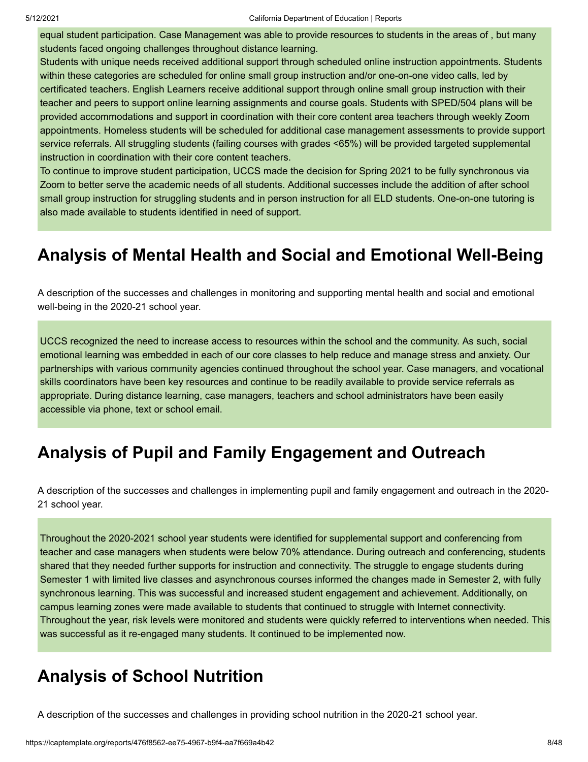equal student participation. Case Management was able to provide resources to students in the areas of , but many students faced ongoing challenges throughout distance learning.

Students with unique needs received additional support through scheduled online instruction appointments. Students within these categories are scheduled for online small group instruction and/or one-on-one video calls, led by certificated teachers. English Learners receive additional support through online small group instruction with their teacher and peers to support online learning assignments and course goals. Students with SPED/504 plans will be provided accommodations and support in coordination with their core content area teachers through weekly Zoom appointments. Homeless students will be scheduled for additional case management assessments to provide support service referrals. All struggling students (failing courses with grades <65%) will be provided targeted supplemental instruction in coordination with their core content teachers.

To continue to improve student participation, UCCS made the decision for Spring 2021 to be fully synchronous via Zoom to better serve the academic needs of all students. Additional successes include the addition of after school small group instruction for struggling students and in person instruction for all ELD students. One-on-one tutoring is also made available to students identified in need of support.

## Analysis of Mental Health and Social and Emotional Well-Being

A description of the successes and challenges in monitoring and supporting mental health and social and emotional well-being in the 2020-21 school year.

UCCS recognized the need to increase access to resources within the school and the community. As such, social emotional learning was embedded in each of our core classes to help reduce and manage stress and anxiety. Our partnerships with various community agencies continued throughout the school year. Case managers, and vocational skills coordinators have been key resources and continue to be readily available to provide service referrals as appropriate. During distance learning, case managers, teachers and school administrators have been easily accessible via phone, text or school email.

## Analysis of Pupil and Family Engagement and Outreach

A description of the successes and challenges in implementing pupil and family engagement and outreach in the 2020-21 school year.

Throughout the 2020-2021 school year students were identified for supplemental support and conferencing from teacher and case managers when students were below 70% attendance. During outreach and conferencing, students shared that they needed further supports for instruction and connectivity. The struggle to engage students during Semester 1 with limited live classes and asynchronous courses informed the changes made in Semester 2, with fully synchronous learning. This was successful and increased student engagement and achievement. Additionally, on campus learning zones were made available to students that continued to struggle with Internet connectivity. Throughout the year, risk levels were monitored and students were quickly referred to interventions when needed. This was successful as it re-engaged many students. It continued to be implemented now.

## Analysis of School Nutrition

A description of the successes and challenges in providing school nutrition in the 2020-21 school year.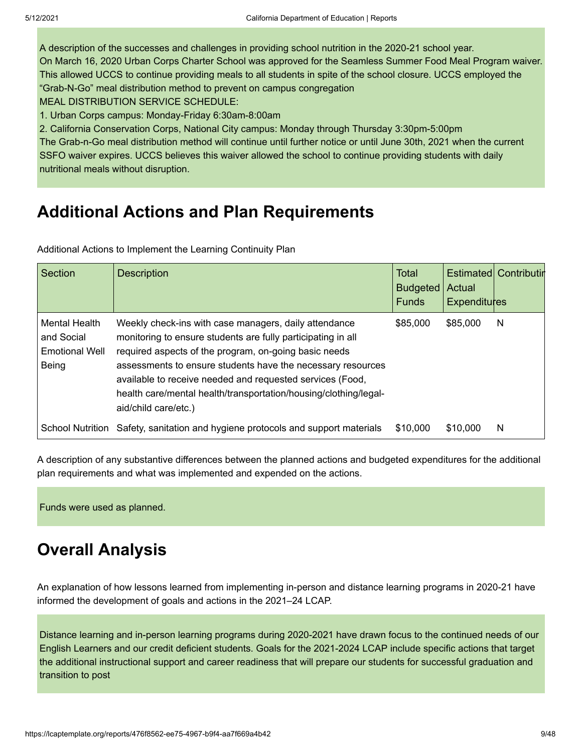A description of the successes and challenges in providing school nutrition in the 2020-21 school year.

On March 16, 2020 Urban Corps Charter School was approved for the Seamless Summer Food Meal Program waiver. This allowed UCCS to continue providing meals to all students in spite of the school closure. UCCS employed the "Grab-N-Go" meal distribution method to prevent on campus congregation

MEAL DISTRIBUTION SERVICE SCHEDULE:

1. Urban Corps campus: Monday-Friday 6:30am-8:00am
2. California Conservation Corps, National City campus: Monday through Thursday 3:30pm-5:00pm

The Grab-n-Go meal distribution method will continue until further notice or until June 30th, 2021 when the current SSFO waiver expires. UCCS believes this waiver allowed the school to continue providing students with daily nutritional meals without disruption.

# Additional Actions and Plan Requirements

Additional Actions to Implement the Learning Continuity Plan

| Section | Description | Total Budgeted Funds | Estimated Actual Expenditures | Contributing |
|---|---|---|---|---|
| Mental Health and Social Emotional Well Being | Weekly check-ins with case managers, daily attendance monitoring to ensure students are fully participating in all required aspects of the program, on-going basic needs assessments to ensure students have the necessary resources available to receive needed and requested services (Food, health care/mental health/transportation/housing/clothing/legal-aid/child care/etc.) | $85,000 | $85,000 | N |
| School Nutrition | Safety, sanitation and hygiene protocols and support materials | $10,000 | $10,000 | N |

A description of any substantive differences between the planned actions and budgeted expenditures for the additional plan requirements and what was implemented and expended on the actions.

Funds were used as planned.

# Overall Analysis

An explanation of how lessons learned from implementing in-person and distance learning programs in 2020-21 have informed the development of goals and actions in the 2021–24 LCAP.

Distance learning and in-person learning programs during 2020-2021 have drawn focus to the continued needs of our English Learners and our credit deficient students. Goals for the 2021-2024 LCAP include specific actions that target the additional instructional support and career readiness that will prepare our students for successful graduation and transition to post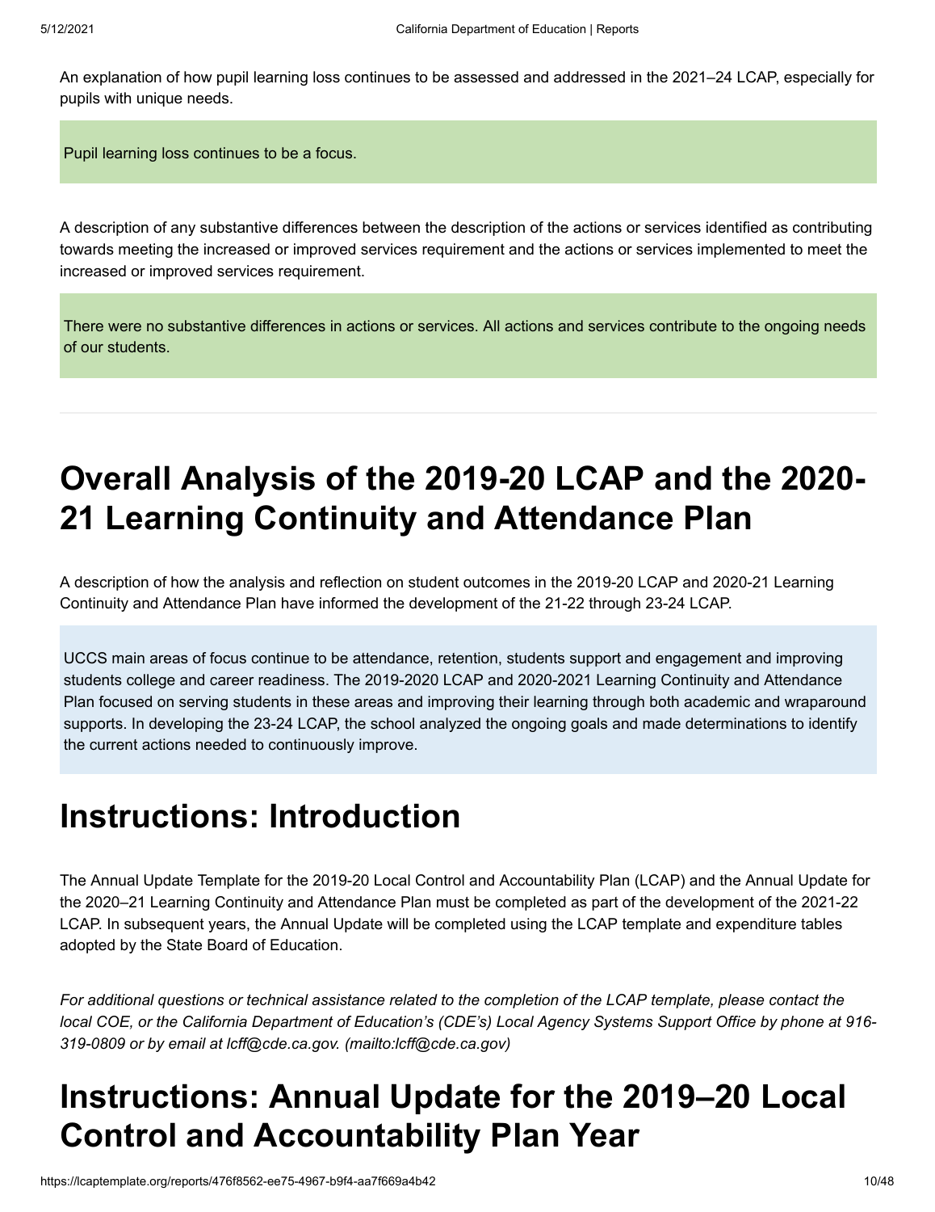An explanation of how pupil learning loss continues to be assessed and addressed in the 2021–24 LCAP, especially for pupils with unique needs.

Pupil learning loss continues to be a focus.

A description of any substantive differences between the description of the actions or services identified as contributing towards meeting the increased or improved services requirement and the actions or services implemented to meet the increased or improved services requirement.

There were no substantive differences in actions or services. All actions and services contribute to the ongoing needs of our students.

---

# Overall Analysis of the 2019-20 LCAP and the 2020-21 Learning Continuity and Attendance Plan

A description of how the analysis and reflection on student outcomes in the 2019-20 LCAP and 2020-21 Learning Continuity and Attendance Plan have informed the development of the 21-22 through 23-24 LCAP.

UCCS main areas of focus continue to be attendance, retention, students support and engagement and improving students college and career readiness. The 2019-2020 LCAP and 2020-2021 Learning Continuity and Attendance Plan focused on serving students in these areas and improving their learning through both academic and wraparound supports. In developing the 23-24 LCAP, the school analyzed the ongoing goals and made determinations to identify the current actions needed to continuously improve.

# Instructions: Introduction

The Annual Update Template for the 2019-20 Local Control and Accountability Plan (LCAP) and the Annual Update for the 2020–21 Learning Continuity and Attendance Plan must be completed as part of the development of the 2021-22 LCAP. In subsequent years, the Annual Update will be completed using the LCAP template and expenditure tables adopted by the State Board of Education.

*For additional questions or technical assistance related to the completion of the LCAP template, please contact the local COE, or the California Department of Education's (CDE's) Local Agency Systems Support Office by phone at 916-319-0809 or by email at lcff@cde.ca.gov. (mailto:lcff@cde.ca.gov)*

# Instructions: Annual Update for the 2019–20 Local Control and Accountability Plan Year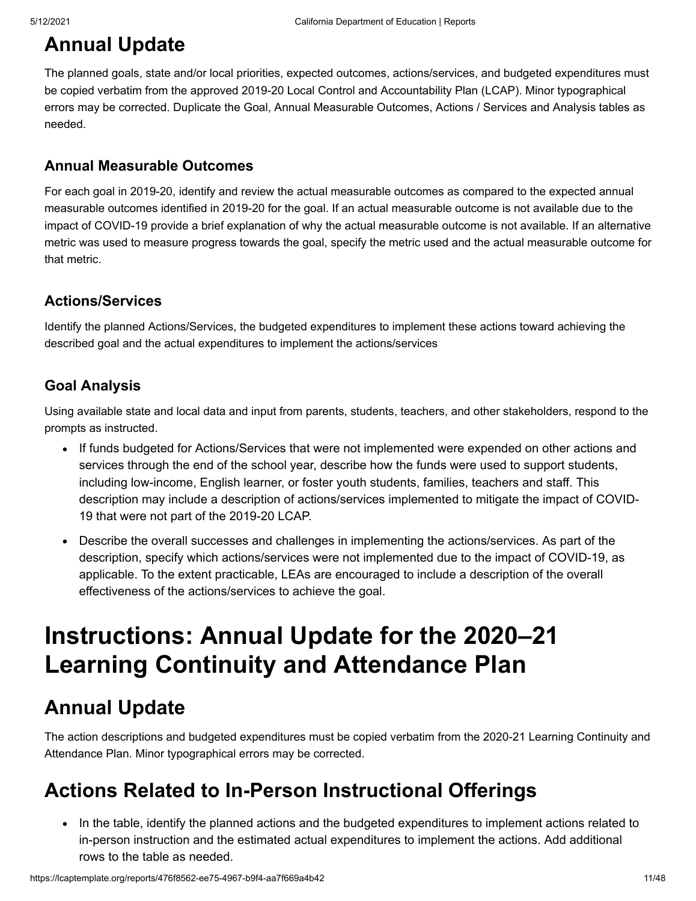## Annual Update

The planned goals, state and/or local priorities, expected outcomes, actions/services, and budgeted expenditures must be copied verbatim from the approved 2019-20 Local Control and Accountability Plan (LCAP). Minor typographical errors may be corrected. Duplicate the Goal, Annual Measurable Outcomes, Actions / Services and Analysis tables as needed.

### Annual Measurable Outcomes

For each goal in 2019-20, identify and review the actual measurable outcomes as compared to the expected annual measurable outcomes identified in 2019-20 for the goal. If an actual measurable outcome is not available due to the impact of COVID-19 provide a brief explanation of why the actual measurable outcome is not available. If an alternative metric was used to measure progress towards the goal, specify the metric used and the actual measurable outcome for that metric.

### Actions/Services

Identify the planned Actions/Services, the budgeted expenditures to implement these actions toward achieving the described goal and the actual expenditures to implement the actions/services

### Goal Analysis

Using available state and local data and input from parents, students, teachers, and other stakeholders, respond to the prompts as instructed.

- If funds budgeted for Actions/Services that were not implemented were expended on other actions and services through the end of the school year, describe how the funds were used to support students, including low-income, English learner, or foster youth students, families, teachers and staff. This description may include a description of actions/services implemented to mitigate the impact of COVID-19 that were not part of the 2019-20 LCAP.
- Describe the overall successes and challenges in implementing the actions/services. As part of the description, specify which actions/services were not implemented due to the impact of COVID-19, as applicable. To the extent practicable, LEAs are encouraged to include a description of the overall effectiveness of the actions/services to achieve the goal.

# Instructions: Annual Update for the 2020–21 Learning Continuity and Attendance Plan

## Annual Update

The action descriptions and budgeted expenditures must be copied verbatim from the 2020-21 Learning Continuity and Attendance Plan. Minor typographical errors may be corrected.

## Actions Related to In-Person Instructional Offerings

- In the table, identify the planned actions and the budgeted expenditures to implement actions related to in-person instruction and the estimated actual expenditures to implement the actions. Add additional rows to the table as needed.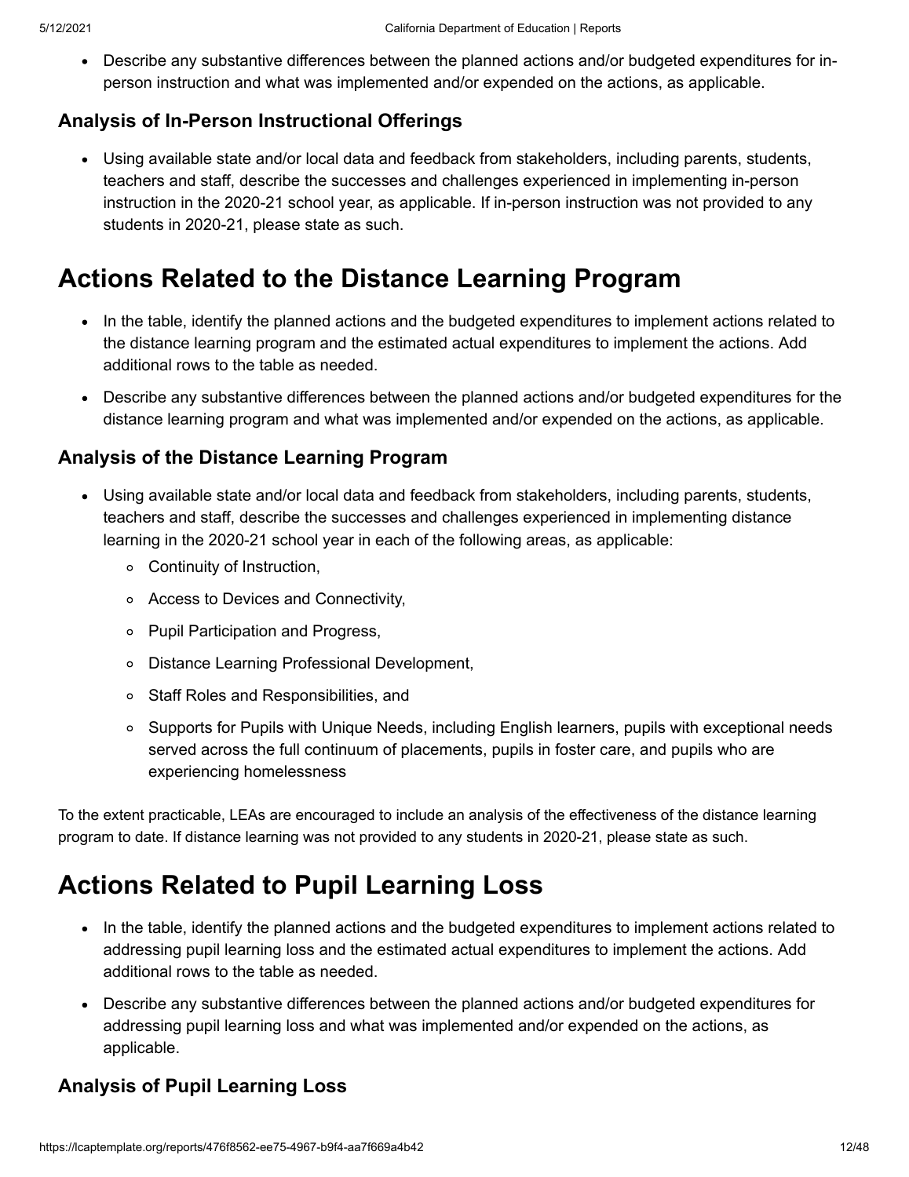- Describe any substantive differences between the planned actions and/or budgeted expenditures for in-person instruction and what was implemented and/or expended on the actions, as applicable.

### Analysis of In-Person Instructional Offerings

- Using available state and/or local data and feedback from stakeholders, including parents, students, teachers and staff, describe the successes and challenges experienced in implementing in-person instruction in the 2020-21 school year, as applicable. If in-person instruction was not provided to any students in 2020-21, please state as such.

# Actions Related to the Distance Learning Program

- In the table, identify the planned actions and the budgeted expenditures to implement actions related to the distance learning program and the estimated actual expenditures to implement the actions. Add additional rows to the table as needed.
- Describe any substantive differences between the planned actions and/or budgeted expenditures for the distance learning program and what was implemented and/or expended on the actions, as applicable.

### Analysis of the Distance Learning Program

- Using available state and/or local data and feedback from stakeholders, including parents, students, teachers and staff, describe the successes and challenges experienced in implementing distance learning in the 2020-21 school year in each of the following areas, as applicable:
  - Continuity of Instruction,
  - Access to Devices and Connectivity,
  - Pupil Participation and Progress,
  - Distance Learning Professional Development,
  - Staff Roles and Responsibilities, and
  - Supports for Pupils with Unique Needs, including English learners, pupils with exceptional needs served across the full continuum of placements, pupils in foster care, and pupils who are experiencing homelessness

To the extent practicable, LEAs are encouraged to include an analysis of the effectiveness of the distance learning program to date. If distance learning was not provided to any students in 2020-21, please state as such.

# Actions Related to Pupil Learning Loss

- In the table, identify the planned actions and the budgeted expenditures to implement actions related to addressing pupil learning loss and the estimated actual expenditures to implement the actions. Add additional rows to the table as needed.
- Describe any substantive differences between the planned actions and/or budgeted expenditures for addressing pupil learning loss and what was implemented and/or expended on the actions, as applicable.

### Analysis of Pupil Learning Loss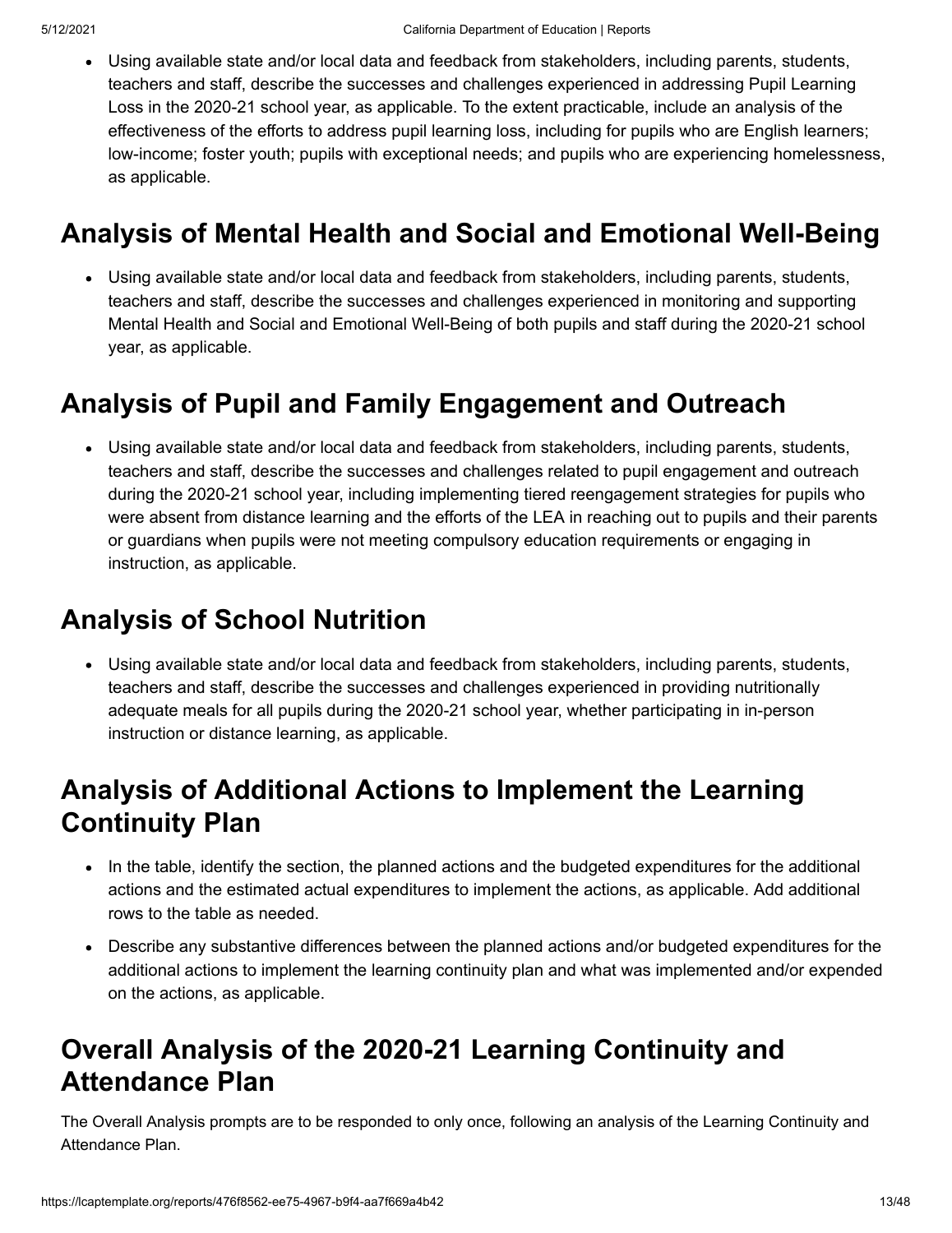- Using available state and/or local data and feedback from stakeholders, including parents, students, teachers and staff, describe the successes and challenges experienced in addressing Pupil Learning Loss in the 2020-21 school year, as applicable. To the extent practicable, include an analysis of the effectiveness of the efforts to address pupil learning loss, including for pupils who are English learners; low-income; foster youth; pupils with exceptional needs; and pupils who are experiencing homelessness, as applicable.

## Analysis of Mental Health and Social and Emotional Well-Being

- Using available state and/or local data and feedback from stakeholders, including parents, students, teachers and staff, describe the successes and challenges experienced in monitoring and supporting Mental Health and Social and Emotional Well-Being of both pupils and staff during the 2020-21 school year, as applicable.

## Analysis of Pupil and Family Engagement and Outreach

- Using available state and/or local data and feedback from stakeholders, including parents, students, teachers and staff, describe the successes and challenges related to pupil engagement and outreach during the 2020-21 school year, including implementing tiered reengagement strategies for pupils who were absent from distance learning and the efforts of the LEA in reaching out to pupils and their parents or guardians when pupils were not meeting compulsory education requirements or engaging in instruction, as applicable.

## Analysis of School Nutrition

- Using available state and/or local data and feedback from stakeholders, including parents, students, teachers and staff, describe the successes and challenges experienced in providing nutritionally adequate meals for all pupils during the 2020-21 school year, whether participating in in-person instruction or distance learning, as applicable.

## Analysis of Additional Actions to Implement the Learning Continuity Plan

- In the table, identify the section, the planned actions and the budgeted expenditures for the additional actions and the estimated actual expenditures to implement the actions, as applicable. Add additional rows to the table as needed.
- Describe any substantive differences between the planned actions and/or budgeted expenditures for the additional actions to implement the learning continuity plan and what was implemented and/or expended on the actions, as applicable.

## Overall Analysis of the 2020-21 Learning Continuity and Attendance Plan

The Overall Analysis prompts are to be responded to only once, following an analysis of the Learning Continuity and Attendance Plan.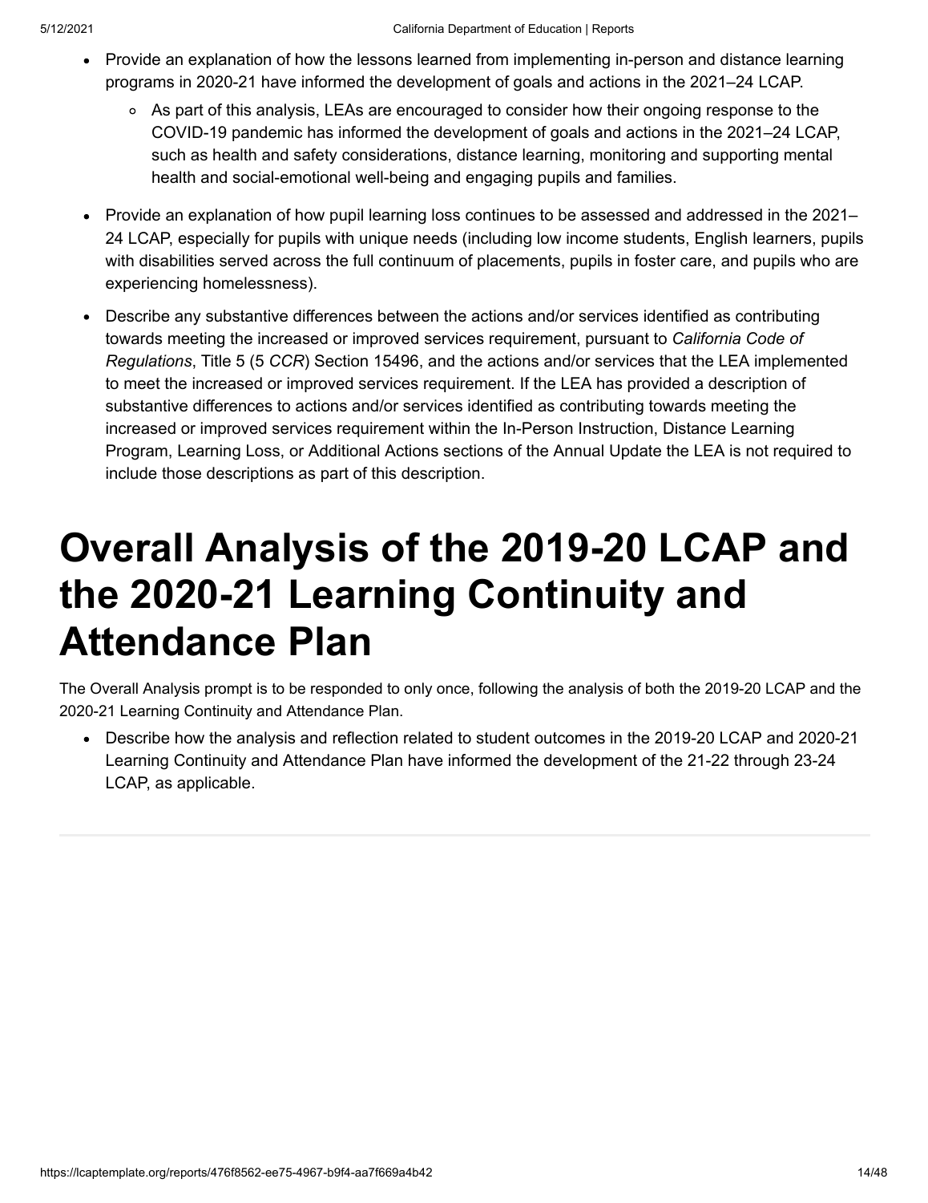- Provide an explanation of how the lessons learned from implementing in-person and distance learning programs in 2020-21 have informed the development of goals and actions in the 2021–24 LCAP.
    - As part of this analysis, LEAs are encouraged to consider how their ongoing response to the COVID-19 pandemic has informed the development of goals and actions in the 2021–24 LCAP, such as health and safety considerations, distance learning, monitoring and supporting mental health and social-emotional well-being and engaging pupils and families.
- Provide an explanation of how pupil learning loss continues to be assessed and addressed in the 2021–24 LCAP, especially for pupils with unique needs (including low income students, English learners, pupils with disabilities served across the full continuum of placements, pupils in foster care, and pupils who are experiencing homelessness).
- Describe any substantive differences between the actions and/or services identified as contributing towards meeting the increased or improved services requirement, pursuant to *California Code of Regulations*, Title 5 (5 *CCR*) Section 15496, and the actions and/or services that the LEA implemented to meet the increased or improved services requirement. If the LEA has provided a description of substantive differences to actions and/or services identified as contributing towards meeting the increased or improved services requirement within the In-Person Instruction, Distance Learning Program, Learning Loss, or Additional Actions sections of the Annual Update the LEA is not required to include those descriptions as part of this description.

# Overall Analysis of the 2019-20 LCAP and the 2020-21 Learning Continuity and Attendance Plan

The Overall Analysis prompt is to be responded to only once, following the analysis of both the 2019-20 LCAP and the 2020-21 Learning Continuity and Attendance Plan.

- Describe how the analysis and reflection related to student outcomes in the 2019-20 LCAP and 2020-21 Learning Continuity and Attendance Plan have informed the development of the 21-22 through 23-24 LCAP, as applicable.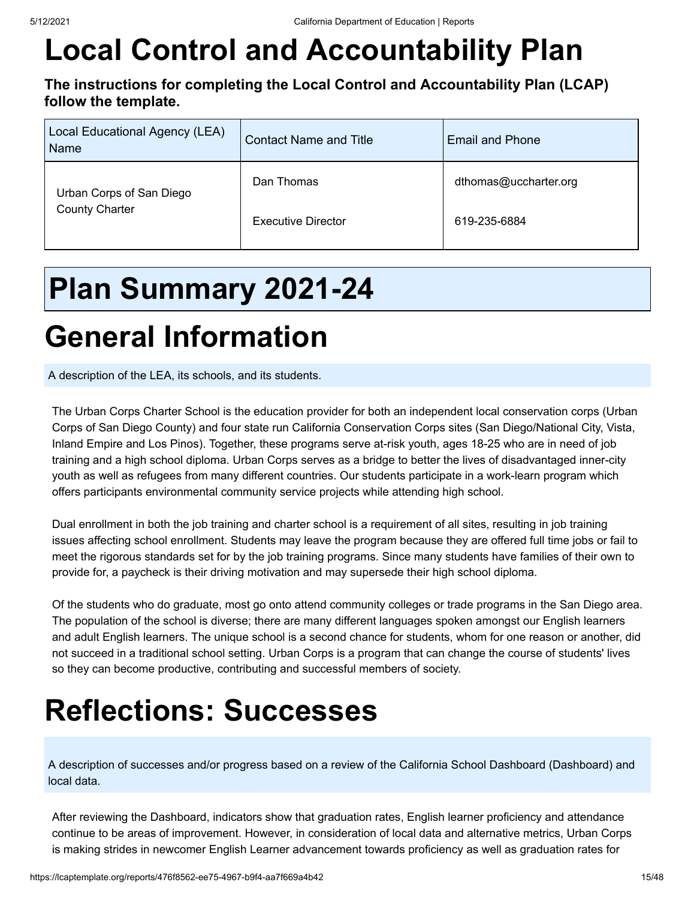# Local Control and Accountability Plan

**The instructions for completing the Local Control and Accountability Plan (LCAP) follow the template.**

| Local Educational Agency (LEA) Name | Contact Name and Title | Email and Phone |
|---|---|---|
| Urban Corps of San Diego County Charter | Dan Thomas<br><br>Executive Director | dthomas@uccharter.org<br><br>619-235-6884 |

# Plan Summary 2021-24

# General Information

A description of the LEA, its schools, and its students.

The Urban Corps Charter School is the education provider for both an independent local conservation corps (Urban Corps of San Diego County) and four state run California Conservation Corps sites (San Diego/National City, Vista, Inland Empire and Los Pinos). Together, these programs serve at-risk youth, ages 18-25 who are in need of job training and a high school diploma. Urban Corps serves as a bridge to better the lives of disadvantaged inner-city youth as well as refugees from many different countries. Our students participate in a work-learn program which offers participants environmental community service projects while attending high school.

Dual enrollment in both the job training and charter school is a requirement of all sites, resulting in job training issues affecting school enrollment. Students may leave the program because they are offered full time jobs or fail to meet the rigorous standards set for by the job training programs. Since many students have families of their own to provide for, a paycheck is their driving motivation and may supersede their high school diploma.

Of the students who do graduate, most go onto attend community colleges or trade programs in the San Diego area. The population of the school is diverse; there are many different languages spoken amongst our English learners and adult English learners. The unique school is a second chance for students, whom for one reason or another, did not succeed in a traditional school setting. Urban Corps is a program that can change the course of students' lives so they can become productive, contributing and successful members of society.

# Reflections: Successes

A description of successes and/or progress based on a review of the California School Dashboard (Dashboard) and local data.

After reviewing the Dashboard, indicators show that graduation rates, English learner proficiency and attendance continue to be areas of improvement. However, in consideration of local data and alternative metrics, Urban Corps is making strides in newcomer English Learner advancement towards proficiency as well as graduation rates for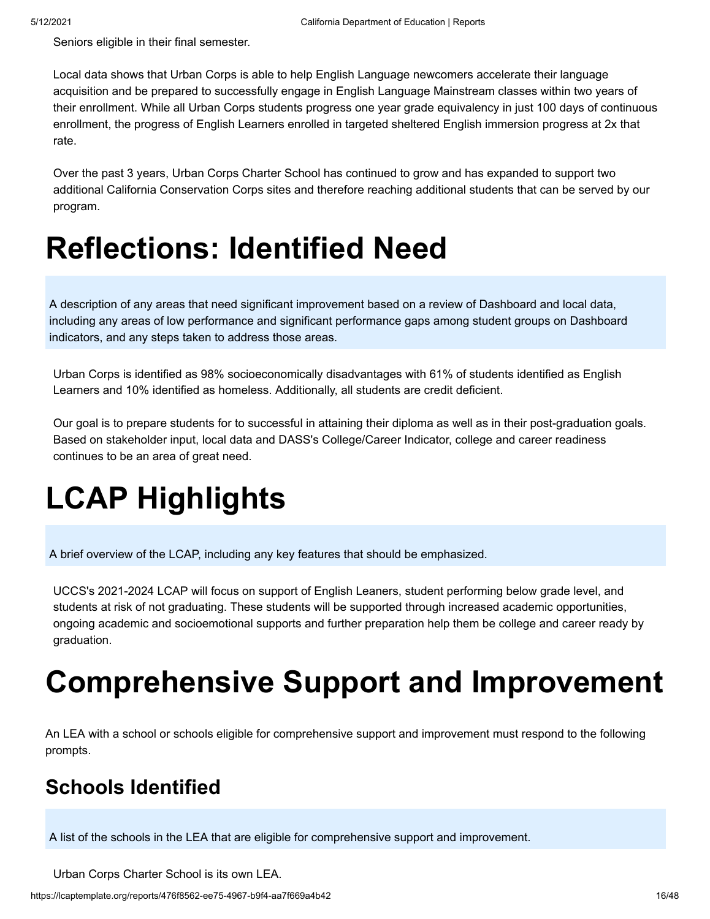Seniors eligible in their final semester.

Local data shows that Urban Corps is able to help English Language newcomers accelerate their language acquisition and be prepared to successfully engage in English Language Mainstream classes within two years of their enrollment. While all Urban Corps students progress one year grade equivalency in just 100 days of continuous enrollment, the progress of English Learners enrolled in targeted sheltered English immersion progress at 2x that rate.

Over the past 3 years, Urban Corps Charter School has continued to grow and has expanded to support two additional California Conservation Corps sites and therefore reaching additional students that can be served by our program.

# Reflections: Identified Need

A description of any areas that need significant improvement based on a review of Dashboard and local data, including any areas of low performance and significant performance gaps among student groups on Dashboard indicators, and any steps taken to address those areas.

Urban Corps is identified as 98% socioeconomically disadvantages with 61% of students identified as English Learners and 10% identified as homeless. Additionally, all students are credit deficient.

Our goal is to prepare students for to successful in attaining their diploma as well as in their post-graduation goals. Based on stakeholder input, local data and DASS's College/Career Indicator, college and career readiness continues to be an area of great need.

# LCAP Highlights

A brief overview of the LCAP, including any key features that should be emphasized.

UCCS's 2021-2024 LCAP will focus on support of English Leaners, student performing below grade level, and students at risk of not graduating. These students will be supported through increased academic opportunities, ongoing academic and socioemotional supports and further preparation help them be college and career ready by graduation.

# Comprehensive Support and Improvement

An LEA with a school or schools eligible for comprehensive support and improvement must respond to the following prompts.

## Schools Identified

A list of the schools in the LEA that are eligible for comprehensive support and improvement.

Urban Corps Charter School is its own LEA.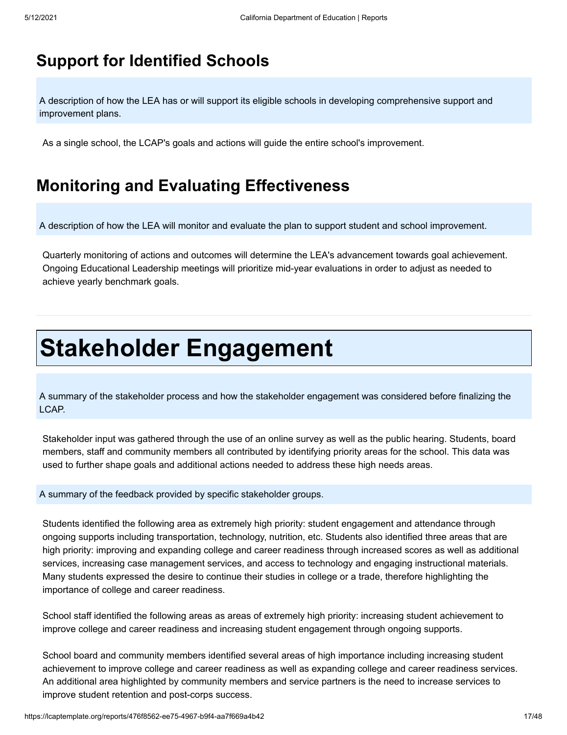## Support for Identified Schools

A description of how the LEA has or will support its eligible schools in developing comprehensive support and improvement plans.

As a single school, the LCAP's goals and actions will guide the entire school's improvement.

## Monitoring and Evaluating Effectiveness

A description of how the LEA will monitor and evaluate the plan to support student and school improvement.

Quarterly monitoring of actions and outcomes will determine the LEA's advancement towards goal achievement. Ongoing Educational Leadership meetings will prioritize mid-year evaluations in order to adjust as needed to achieve yearly benchmark goals.

# Stakeholder Engagement

A summary of the stakeholder process and how the stakeholder engagement was considered before finalizing the LCAP.

Stakeholder input was gathered through the use of an online survey as well as the public hearing. Students, board members, staff and community members all contributed by identifying priority areas for the school. This data was used to further shape goals and additional actions needed to address these high needs areas.

A summary of the feedback provided by specific stakeholder groups.

Students identified the following area as extremely high priority: student engagement and attendance through ongoing supports including transportation, technology, nutrition, etc. Students also identified three areas that are high priority: improving and expanding college and career readiness through increased scores as well as additional services, increasing case management services, and access to technology and engaging instructional materials. Many students expressed the desire to continue their studies in college or a trade, therefore highlighting the importance of college and career readiness.

School staff identified the following areas as areas of extremely high priority: increasing student achievement to improve college and career readiness and increasing student engagement through ongoing supports.

School board and community members identified several areas of high importance including increasing student achievement to improve college and career readiness as well as expanding college and career readiness services. An additional area highlighted by community members and service partners is the need to increase services to improve student retention and post-corps success.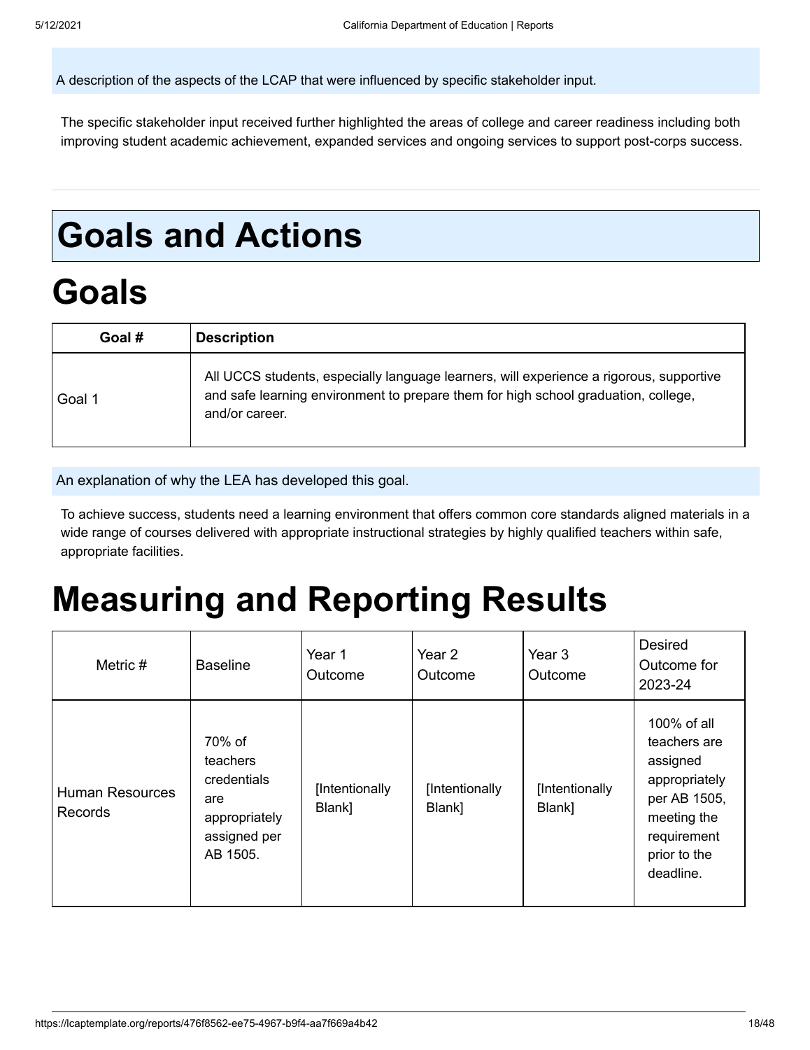A description of the aspects of the LCAP that were influenced by specific stakeholder input.

The specific stakeholder input received further highlighted the areas of college and career readiness including both improving student academic achievement, expanded services and ongoing services to support post-corps success.

# Goals and Actions

# Goals

| Goal # | Description |
| --- | --- |
| Goal 1 | All UCCS students, especially language learners, will experience a rigorous, supportive and safe learning environment to prepare them for high school graduation, college, and/or career. |

An explanation of why the LEA has developed this goal.

To achieve success, students need a learning environment that offers common core standards aligned materials in a wide range of courses delivered with appropriate instructional strategies by highly qualified teachers within safe, appropriate facilities.

# Measuring and Reporting Results

| Metric # | Baseline | Year 1 Outcome | Year 2 Outcome | Year 3 Outcome | Desired Outcome for 2023-24 |
| --- | --- | --- | --- | --- | --- |
| Human Resources Records | 70% of teachers credentials are appropriately assigned per AB 1505. | [Intentionally Blank] | [Intentionally Blank] | [Intentionally Blank] | 100% of all teachers are assigned appropriately per AB 1505, meeting the requirement prior to the deadline. |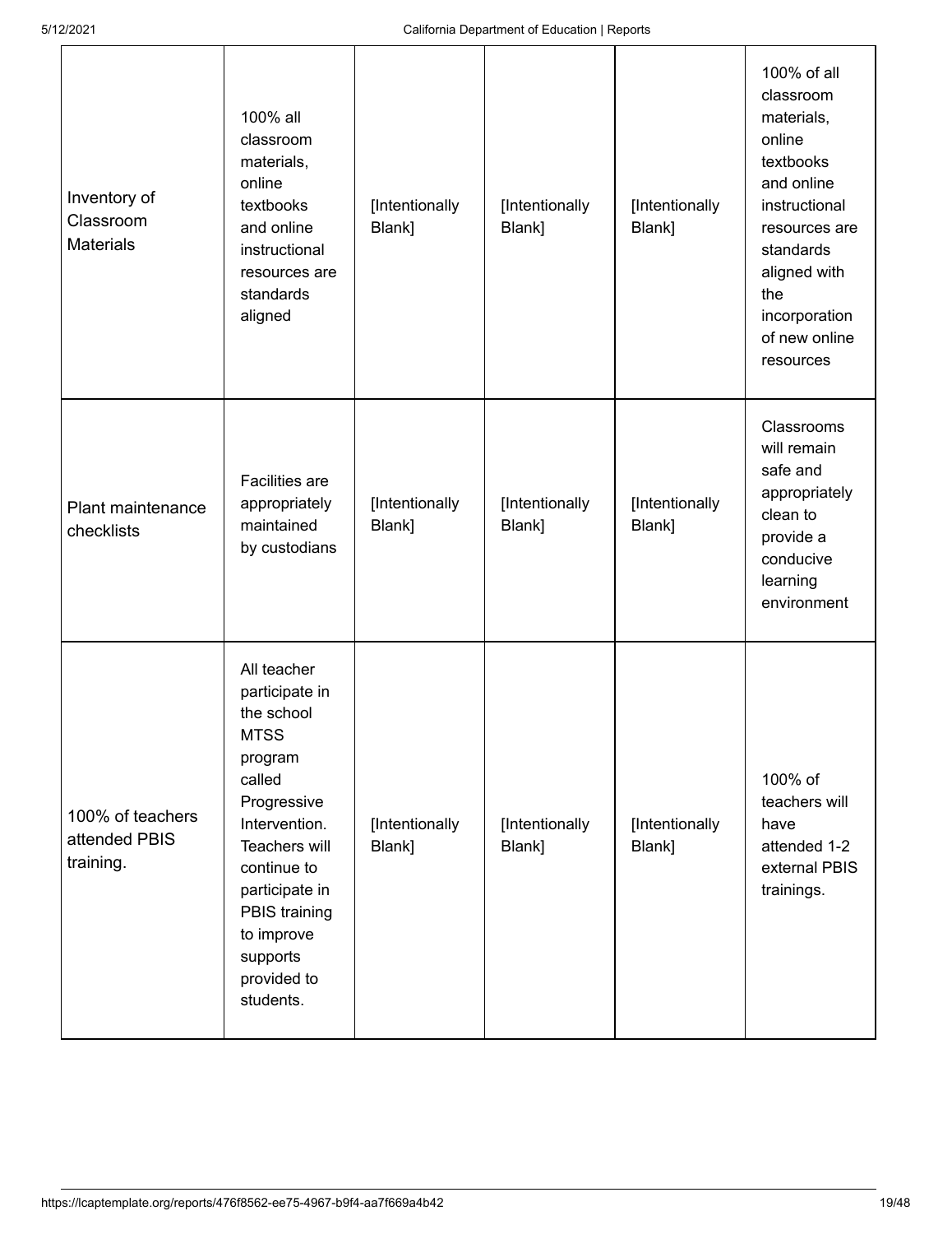| | | | | | |
|---|---|---|---|---|---|
| Inventory of Classroom Materials | 100% all classroom materials, online textbooks and online instructional resources are standards aligned | [Intentionally Blank] | [Intentionally Blank] | [Intentionally Blank] | 100% of all classroom materials, online textbooks and online instructional resources are standards aligned with the incorporation of new online resources |
| Plant maintenance checklists | Facilities are appropriately maintained by custodians | [Intentionally Blank] | [Intentionally Blank] | [Intentionally Blank] | Classrooms will remain safe and appropriately clean to provide a conducive learning environment |
| 100% of teachers attended PBIS training. | All teacher participate in the school MTSS program called Progressive Intervention. Teachers will continue to participate in PBIS training to improve supports provided to students. | [Intentionally Blank] | [Intentionally Blank] | [Intentionally Blank] | 100% of teachers will have attended 1-2 external PBIS trainings. |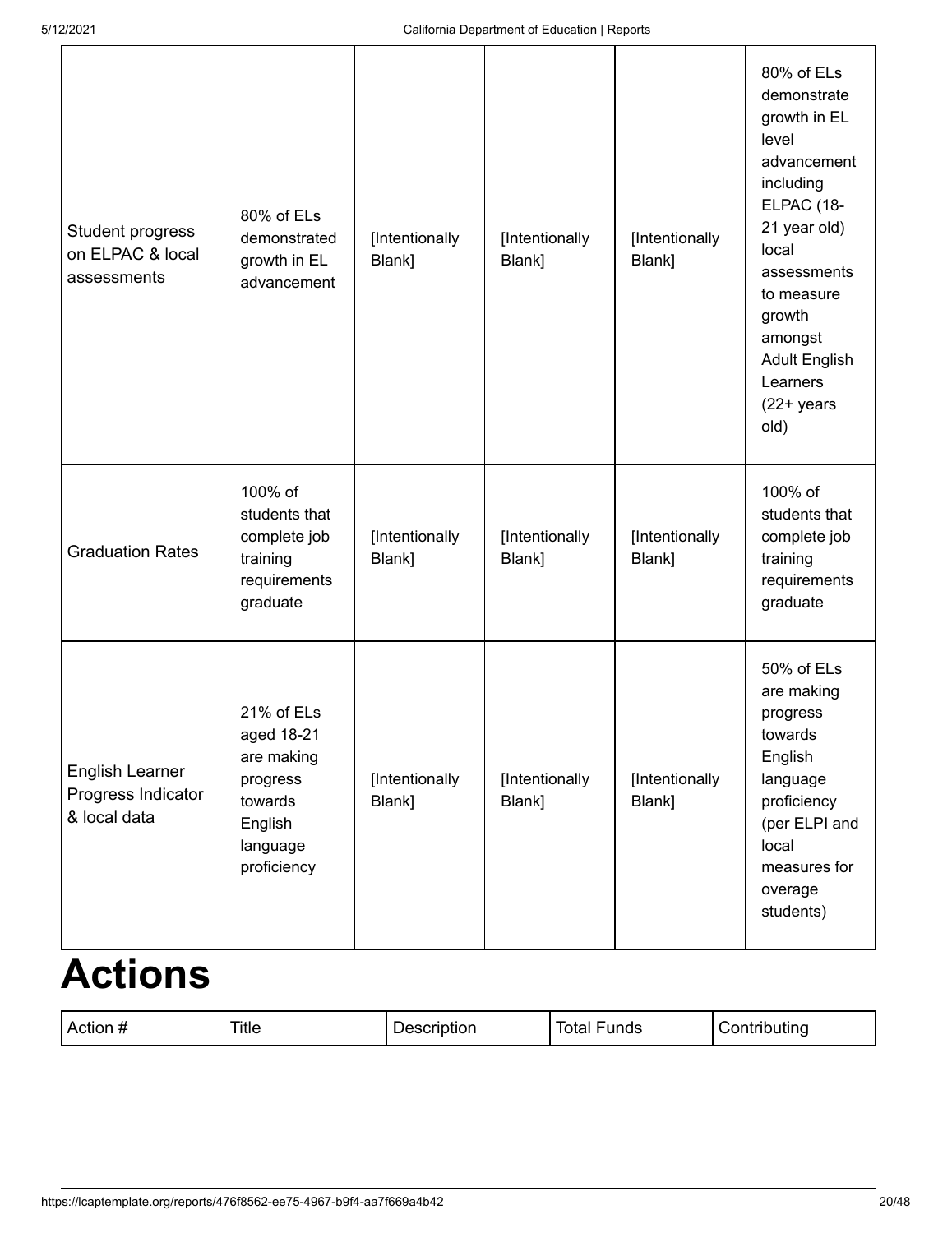| | | | | | |
|---|---|---|---|---|---|
| Student progress on ELPAC & local assessments | 80% of ELs demonstrated growth in EL advancement | [Intentionally Blank] | [Intentionally Blank] | [Intentionally Blank] | 80% of ELs demonstrate growth in EL level advancement including ELPAC (18-21 year old) local assessments to measure growth amongst Adult English Learners (22+ years old) |
| Graduation Rates | 100% of students that complete job training requirements graduate | [Intentionally Blank] | [Intentionally Blank] | [Intentionally Blank] | 100% of students that complete job training requirements graduate |
| English Learner Progress Indicator & local data | 21% of ELs aged 18-21 are making progress towards English language proficiency | [Intentionally Blank] | [Intentionally Blank] | [Intentionally Blank] | 50% of ELs are making progress towards English language proficiency (per ELPI and local measures for overage students) |

# Actions

| Action # | Title | Description | Total Funds | Contributing |
|---|---|---|---|---|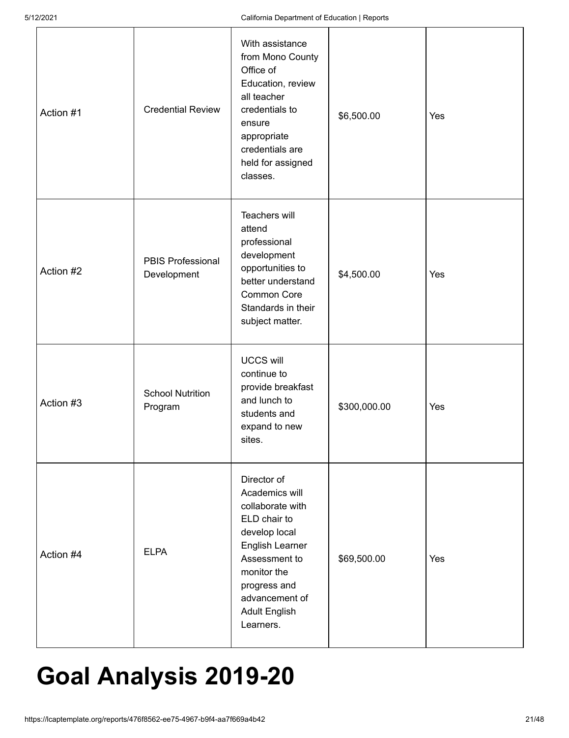| | | | | |
|---|---|---|---|---|
| Action #1 | Credential Review | With assistance from Mono County Office of Education, review all teacher credentials to ensure appropriate credentials are held for assigned classes. | $6,500.00 | Yes |
| Action #2 | PBIS Professional Development | Teachers will attend professional development opportunities to better understand Common Core Standards in their subject matter. | $4,500.00 | Yes |
| Action #3 | School Nutrition Program | UCCS will continue to provide breakfast and lunch to students and expand to new sites. | $300,000.00 | Yes |
| Action #4 | ELPA | Director of Academics will collaborate with ELD chair to develop local English Learner Assessment to monitor the progress and advancement of Adult English Learners. | $69,500.00 | Yes |

# Goal Analysis 2019-20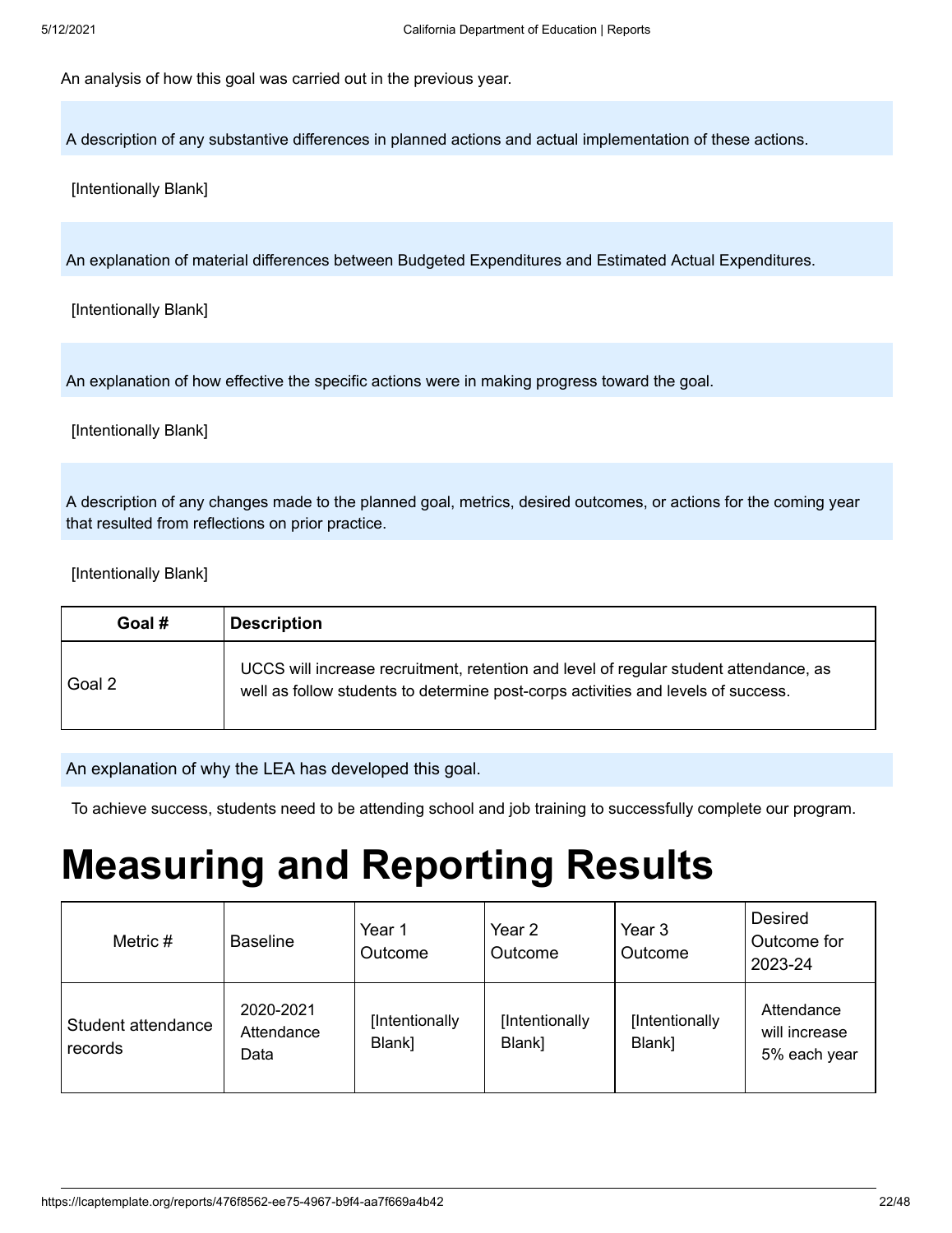An analysis of how this goal was carried out in the previous year.

A description of any substantive differences in planned actions and actual implementation of these actions.

[Intentionally Blank]

An explanation of material differences between Budgeted Expenditures and Estimated Actual Expenditures.

[Intentionally Blank]

An explanation of how effective the specific actions were in making progress toward the goal.

[Intentionally Blank]

A description of any changes made to the planned goal, metrics, desired outcomes, or actions for the coming year that resulted from reflections on prior practice.

[Intentionally Blank]

| Goal # | Description |
|---|---|
| Goal 2 | UCCS will increase recruitment, retention and level of regular student attendance, as well as follow students to determine post-corps activities and levels of success. |

An explanation of why the LEA has developed this goal.

To achieve success, students need to be attending school and job training to successfully complete our program.

# Measuring and Reporting Results

| Metric # | Baseline | Year 1 Outcome | Year 2 Outcome | Year 3 Outcome | Desired Outcome for 2023-24 |
|---|---|---|---|---|---|
| Student attendance records | 2020-2021 Attendance Data | [Intentionally Blank] | [Intentionally Blank] | [Intentionally Blank] | Attendance will increase 5% each year |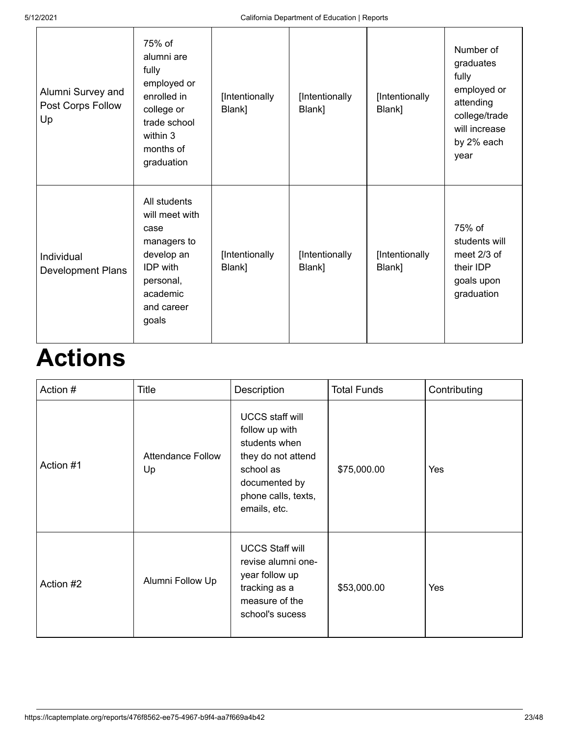| | | | | | |
|---|---|---|---|---|---|
| Alumni Survey and Post Corps Follow Up | 75% of alumni are fully employed or enrolled in college or trade school within 3 months of graduation | [Intentionally Blank] | [Intentionally Blank] | [Intentionally Blank] | Number of graduates fully employed or attending college/trade will increase by 2% each year |
| Individual Development Plans | All students will meet with case managers to develop an IDP with personal, academic and career goals | [Intentionally Blank] | [Intentionally Blank] | [Intentionally Blank] | 75% of students will meet 2/3 of their IDP goals upon graduation |

# Actions

| Action # | Title | Description | Total Funds | Contributing |
|---|---|---|---|---|
| Action #1 | Attendance Follow Up | UCCS staff will follow up with students when they do not attend school as documented by phone calls, texts, emails, etc. | $75,000.00 | Yes |
| Action #2 | Alumni Follow Up | UCCS Staff will revise alumni one-year follow up tracking as a measure of the school's sucess | $53,000.00 | Yes |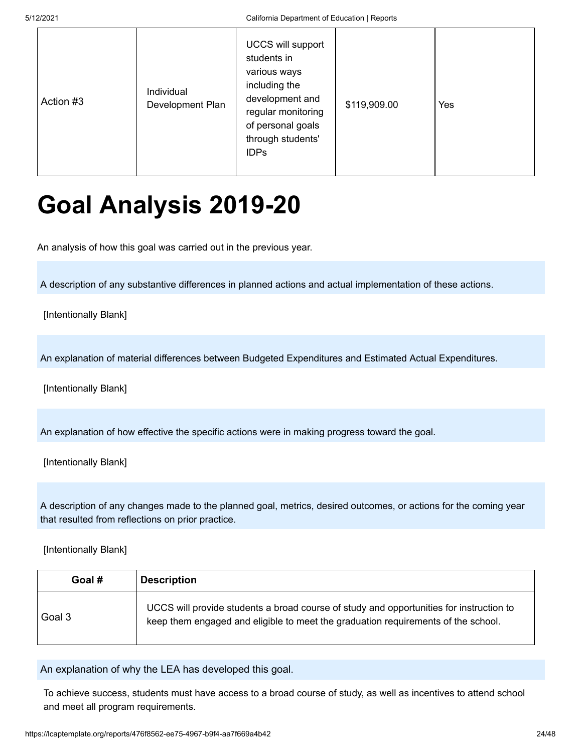| | | | | |
|---|---|---|---|---|
| Action #3 | Individual Development Plan | UCCS will support students in various ways including the development and regular monitoring of personal goals through students' IDPs | $119,909.00 | Yes |

# Goal Analysis 2019-20

An analysis of how this goal was carried out in the previous year.

A description of any substantive differences in planned actions and actual implementation of these actions.

[Intentionally Blank]

An explanation of material differences between Budgeted Expenditures and Estimated Actual Expenditures.

[Intentionally Blank]

An explanation of how effective the specific actions were in making progress toward the goal.

[Intentionally Blank]

A description of any changes made to the planned goal, metrics, desired outcomes, or actions for the coming year that resulted from reflections on prior practice.

[Intentionally Blank]

| Goal # | Description |
|---|---|
| Goal 3 | UCCS will provide students a broad course of study and opportunities for instruction to keep them engaged and eligible to meet the graduation requirements of the school. |

An explanation of why the LEA has developed this goal.

To achieve success, students must have access to a broad course of study, as well as incentives to attend school and meet all program requirements.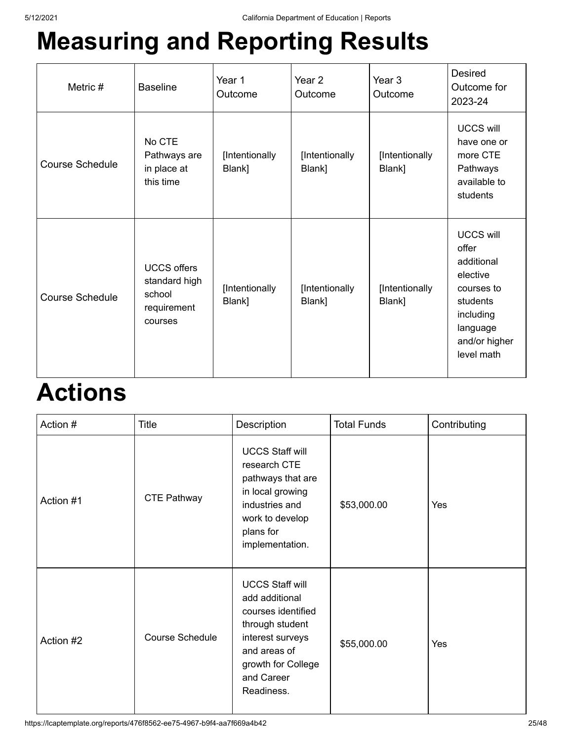# Measuring and Reporting Results

| Metric # | Baseline | Year 1 Outcome | Year 2 Outcome | Year 3 Outcome | Desired Outcome for 2023-24 |
|---|---|---|---|---|---|
| Course Schedule | No CTE Pathways are in place at this time | [Intentionally Blank] | [Intentionally Blank] | [Intentionally Blank] | UCCS will have one or more CTE Pathways available to students |
| Course Schedule | UCCS offers standard high school requirement courses | [Intentionally Blank] | [Intentionally Blank] | [Intentionally Blank] | UCCS will offer additional elective courses to students including language and/or higher level math |

# Actions

| Action # | Title | Description | Total Funds | Contributing |
|---|---|---|---|---|
| Action #1 | CTE Pathway | UCCS Staff will research CTE pathways that are in local growing industries and work to develop plans for implementation. | $53,000.00 | Yes |
| Action #2 | Course Schedule | UCCS Staff will add additional courses identified through student interest surveys and areas of growth for College and Career Readiness. | $55,000.00 | Yes |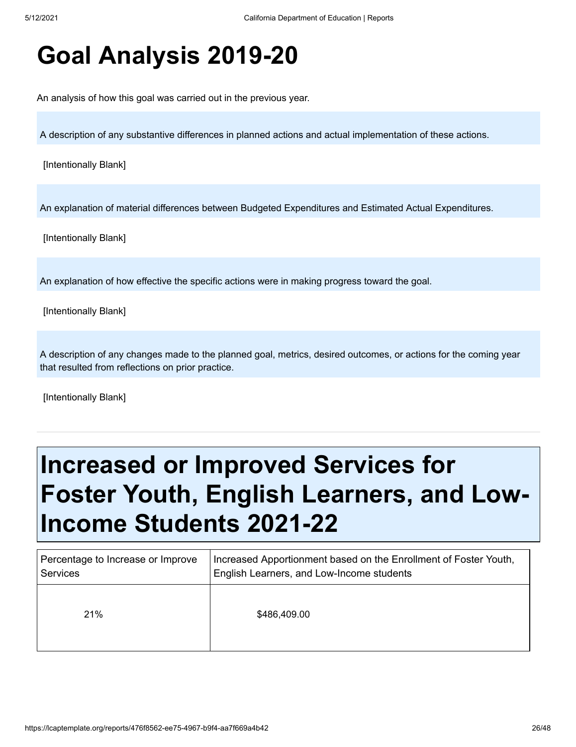# Goal Analysis 2019-20

An analysis of how this goal was carried out in the previous year.

A description of any substantive differences in planned actions and actual implementation of these actions.

[Intentionally Blank]

An explanation of material differences between Budgeted Expenditures and Estimated Actual Expenditures.

[Intentionally Blank]

An explanation of how effective the specific actions were in making progress toward the goal.

[Intentionally Blank]

A description of any changes made to the planned goal, metrics, desired outcomes, or actions for the coming year that resulted from reflections on prior practice.

[Intentionally Blank]

---

# Increased or Improved Services for Foster Youth, English Learners, and Low-Income Students 2021-22

| Percentage to Increase or Improve Services | Increased Apportionment based on the Enrollment of Foster Youth, English Learners, and Low-Income students |
|---|---|
| 21% | $486,409.00 |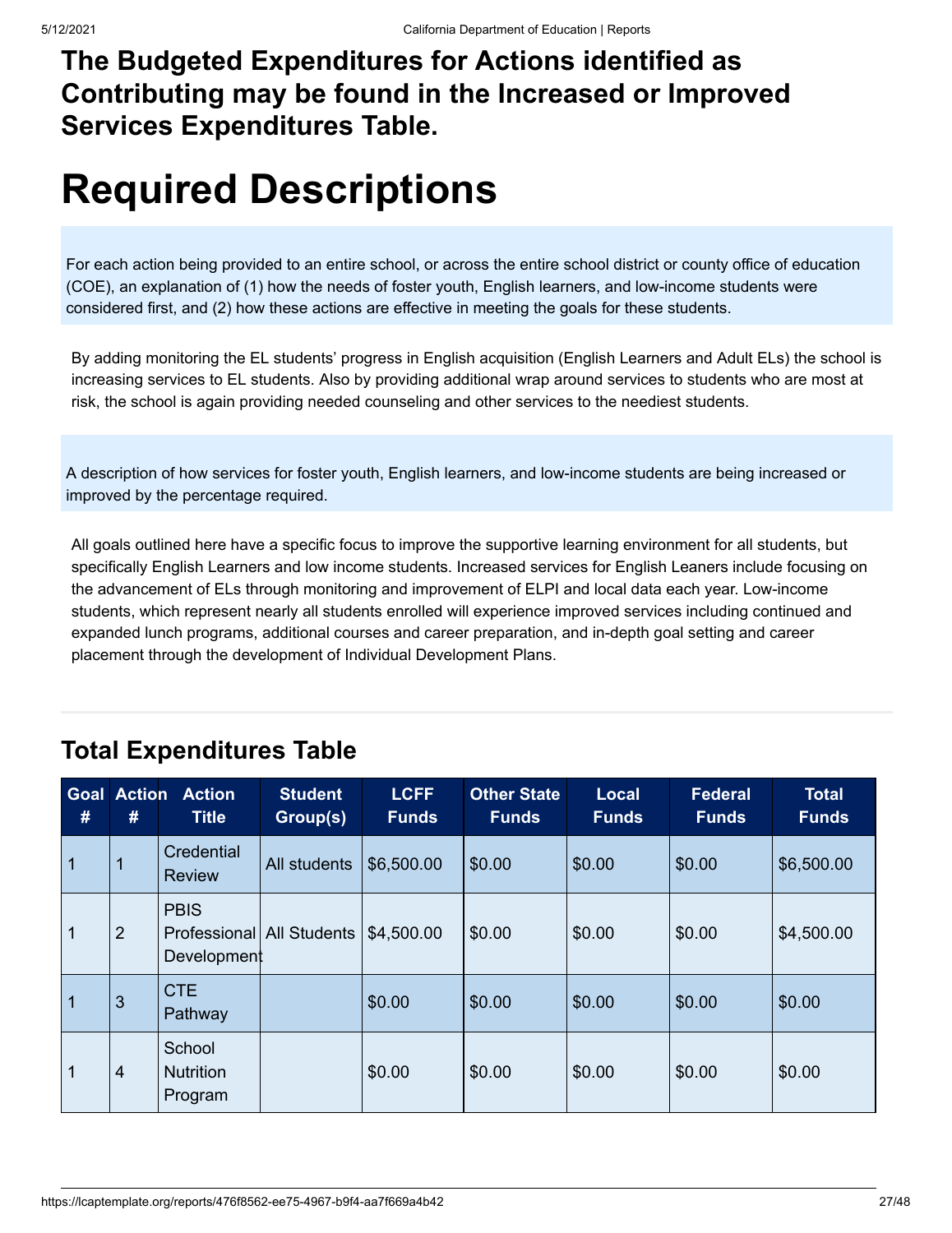### The Budgeted Expenditures for Actions identified as Contributing may be found in the Increased or Improved Services Expenditures Table.

# Required Descriptions

For each action being provided to an entire school, or across the entire school district or county office of education (COE), an explanation of (1) how the needs of foster youth, English learners, and low-income students were considered first, and (2) how these actions are effective in meeting the goals for these students.

By adding monitoring the EL students' progress in English acquisition (English Learners and Adult ELs) the school is increasing services to EL students. Also by providing additional wrap around services to students who are most at risk, the school is again providing needed counseling and other services to the neediest students.

A description of how services for foster youth, English learners, and low-income students are being increased or improved by the percentage required.

All goals outlined here have a specific focus to improve the supportive learning environment for all students, but specifically English Learners and low income students. Increased services for English Leaners include focusing on the advancement of ELs through monitoring and improvement of ELPI and local data each year. Low-income students, which represent nearly all students enrolled will experience improved services including continued and expanded lunch programs, additional courses and career preparation, and in-depth goal setting and career placement through the development of Individual Development Plans.

## Total Expenditures Table

| Goal # | Action # | Action Title | Student Group(s) | LCFF Funds | Other State Funds | Local Funds | Federal Funds | Total Funds |
|---|---|---|---|---|---|---|---|---|
| 1 | 1 | Credential Review | All students | $6,500.00 | $0.00 | $0.00 | $0.00 | $6,500.00 |
| 1 | 2 | PBIS Professional Development | All Students | $4,500.00 | $0.00 | $0.00 | $0.00 | $4,500.00 |
| 1 | 3 | CTE Pathway | | $0.00 | $0.00 | $0.00 | $0.00 | $0.00 |
| 1 | 4 | School Nutrition Program | | $0.00 | $0.00 | $0.00 | $0.00 | $0.00 |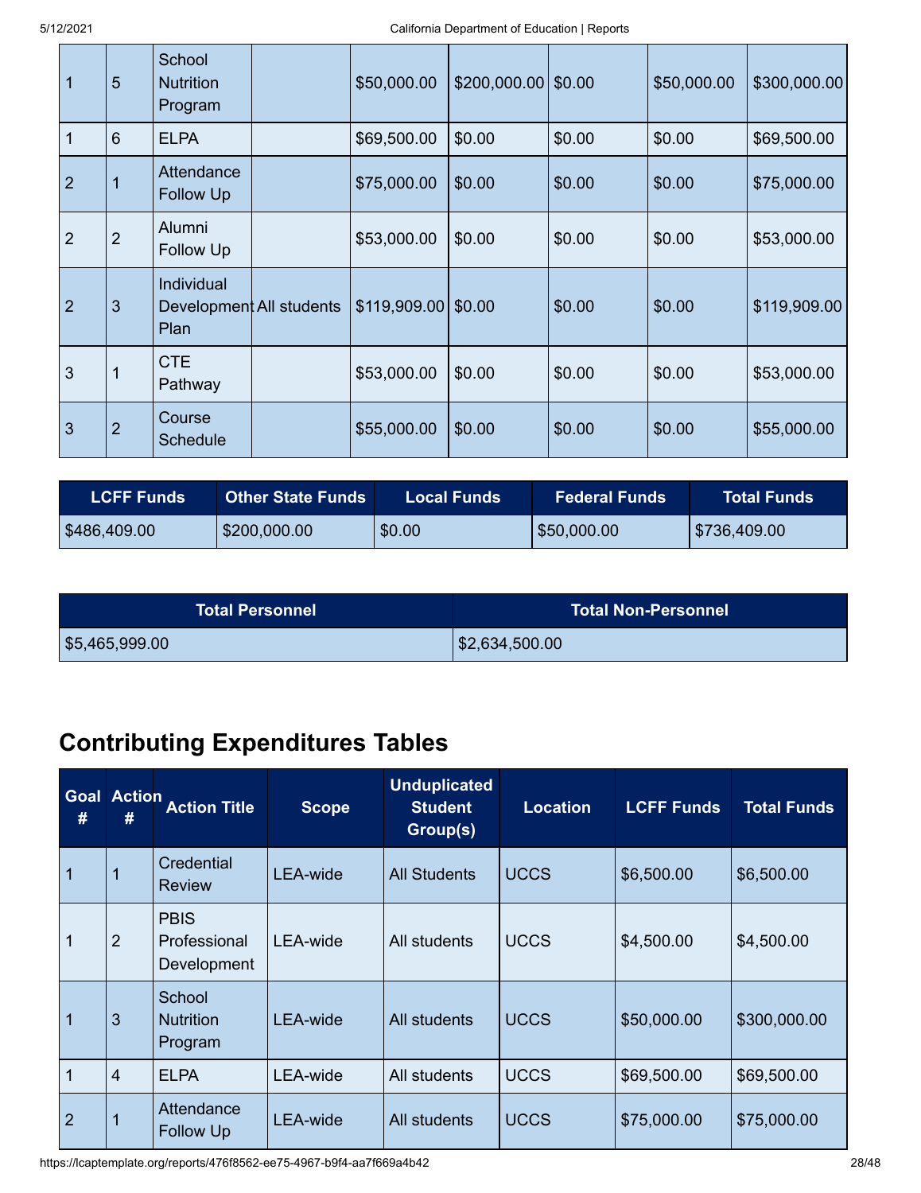| | | | | | | | | |
|---|---|---|---|---|---|---|---|---|
| 1 | 5 | School Nutrition Program | | $50,000.00 | $200,000.00 | $0.00 | $50,000.00 | $300,000.00 |
| 1 | 6 | ELPA | | $69,500.00 | $0.00 | $0.00 | $0.00 | $69,500.00 |
| 2 | 1 | Attendance Follow Up | | $75,000.00 | $0.00 | $0.00 | $0.00 | $75,000.00 |
| 2 | 2 | Alumni Follow Up | | $53,000.00 | $0.00 | $0.00 | $0.00 | $53,000.00 |
| 2 | 3 | Individual Development Plan | All students | $119,909.00 | $0.00 | $0.00 | $0.00 | $119,909.00 |
| 3 | 1 | CTE Pathway | | $53,000.00 | $0.00 | $0.00 | $0.00 | $53,000.00 |
| 3 | 2 | Course Schedule | | $55,000.00 | $0.00 | $0.00 | $0.00 | $55,000.00 |

| LCFF Funds | Other State Funds | Local Funds | Federal Funds | Total Funds |
|---|---|---|---|---|
| $486,409.00 | $200,000.00 | $0.00 | $50,000.00 | $736,409.00 |

| Total Personnel | Total Non-Personnel |
|---|---|
| $5,465,999.00 | $2,634,500.00 |

## Contributing Expenditures Tables

| Goal # | Action # | Action Title | Scope | Unduplicated Student Group(s) | Location | LCFF Funds | Total Funds |
|---|---|---|---|---|---|---|---|
| 1 | 1 | Credential Review | LEA-wide | All Students | UCCS | $6,500.00 | $6,500.00 |
| 1 | 2 | PBIS Professional Development | LEA-wide | All students | UCCS | $4,500.00 | $4,500.00 |
| 1 | 3 | School Nutrition Program | LEA-wide | All students | UCCS | $50,000.00 | $300,000.00 |
| 1 | 4 | ELPA | LEA-wide | All students | UCCS | $69,500.00 | $69,500.00 |
| 2 | 1 | Attendance Follow Up | LEA-wide | All students | UCCS | $75,000.00 | $75,000.00 |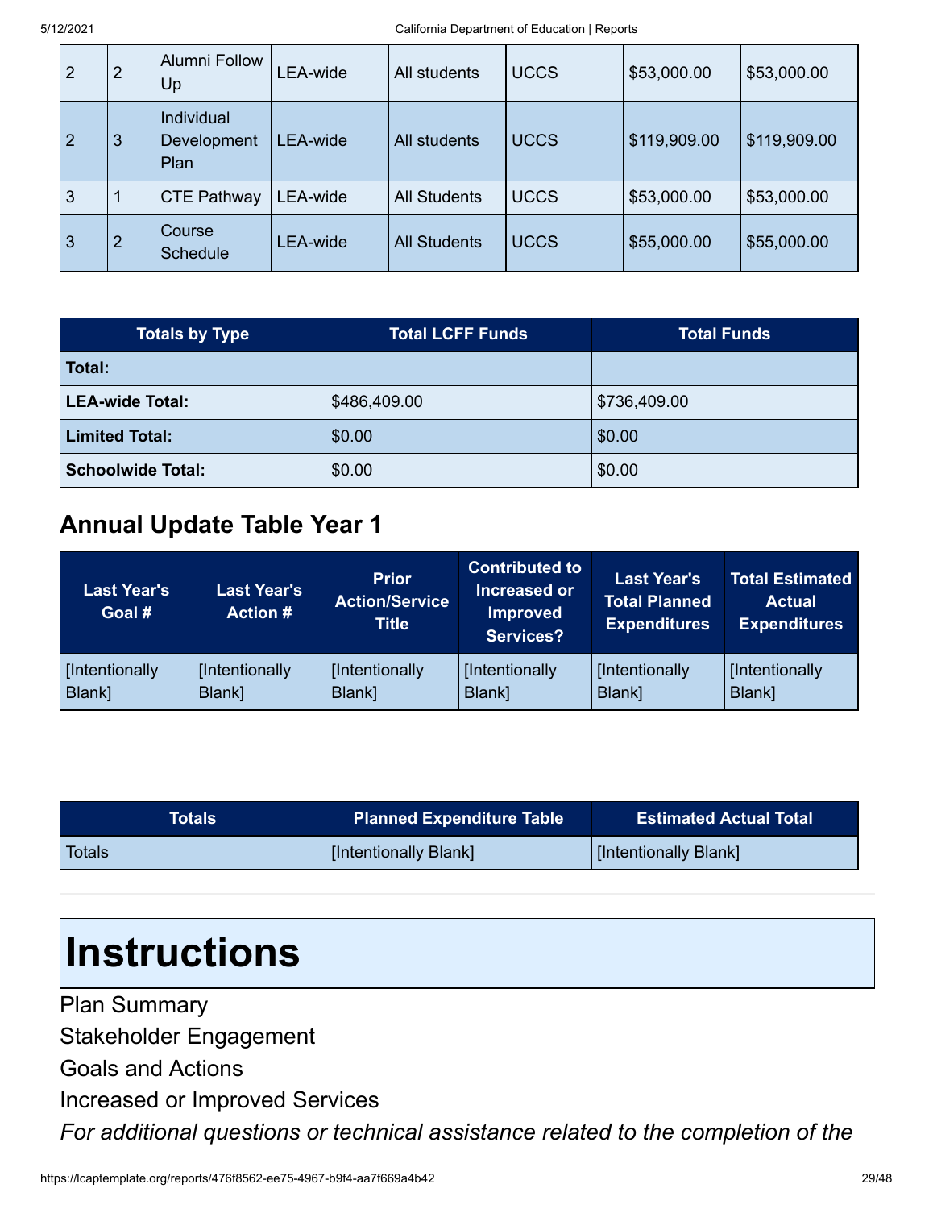| | | | | | | | |
|---|---|---|---|---|---|---|---|
| 2 | 2 | Alumni Follow Up | LEA-wide | All students | UCCS | $53,000.00 | $53,000.00 |
| 2 | 3 | Individual Development Plan | LEA-wide | All students | UCCS | $119,909.00 | $119,909.00 |
| 3 | 1 | CTE Pathway | LEA-wide | All Students | UCCS | $53,000.00 | $53,000.00 |
| 3 | 2 | Course Schedule | LEA-wide | All Students | UCCS | $55,000.00 | $55,000.00 |

| Totals by Type | Total LCFF Funds | Total Funds |
|---|---|---|
| **Total:** | | |
| **LEA-wide Total:** | $486,409.00 | $736,409.00 |
| **Limited Total:** | $0.00 | $0.00 |
| **Schoolwide Total:** | $0.00 | $0.00 |

## Annual Update Table Year 1

| Last Year's Goal # | Last Year's Action # | Prior Action/Service Title | Contributed to Increased or Improved Services? | Last Year's Total Planned Expenditures | Total Estimated Actual Expenditures |
|---|---|---|---|---|---|
| [Intentionally Blank] | [Intentionally Blank] | [Intentionally Blank] | [Intentionally Blank] | [Intentionally Blank] | [Intentionally Blank] |

| Totals | Planned Expenditure Table | Estimated Actual Total |
|---|---|---|
| Totals | [Intentionally Blank] | [Intentionally Blank] |

# Instructions

Plan Summary

Stakeholder Engagement

Goals and Actions

Increased or Improved Services

*For additional questions or technical assistance related to the completion of the*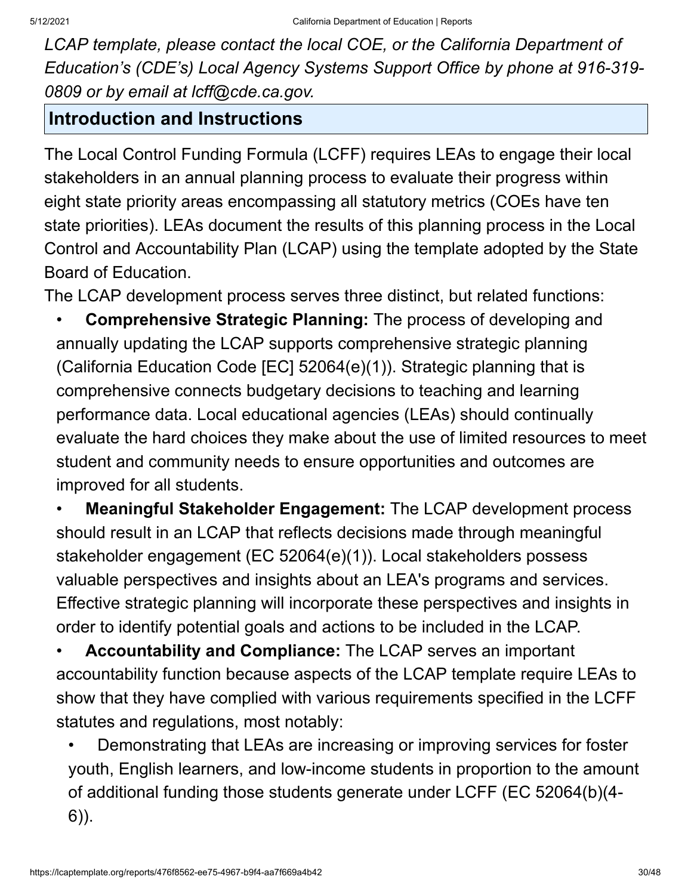*LCAP template, please contact the local COE, or the California Department of Education's (CDE's) Local Agency Systems Support Office by phone at 916-319-0809 or by email at lcff@cde.ca.gov.*

## Introduction and Instructions

The Local Control Funding Formula (LCFF) requires LEAs to engage their local stakeholders in an annual planning process to evaluate their progress within eight state priority areas encompassing all statutory metrics (COEs have ten state priorities). LEAs document the results of this planning process in the Local Control and Accountability Plan (LCAP) using the template adopted by the State Board of Education.

The LCAP development process serves three distinct, but related functions:

- **Comprehensive Strategic Planning:** The process of developing and annually updating the LCAP supports comprehensive strategic planning (California Education Code [EC] 52064(e)(1)). Strategic planning that is comprehensive connects budgetary decisions to teaching and learning performance data. Local educational agencies (LEAs) should continually evaluate the hard choices they make about the use of limited resources to meet student and community needs to ensure opportunities and outcomes are improved for all students.
- **Meaningful Stakeholder Engagement:** The LCAP development process should result in an LCAP that reflects decisions made through meaningful stakeholder engagement (EC 52064(e)(1)). Local stakeholders possess valuable perspectives and insights about an LEA's programs and services. Effective strategic planning will incorporate these perspectives and insights in order to identify potential goals and actions to be included in the LCAP.
- **Accountability and Compliance:** The LCAP serves an important accountability function because aspects of the LCAP template require LEAs to show that they have complied with various requirements specified in the LCFF statutes and regulations, most notably:
  - Demonstrating that LEAs are increasing or improving services for foster youth, English learners, and low-income students in proportion to the amount of additional funding those students generate under LCFF (EC 52064(b)(4-6)).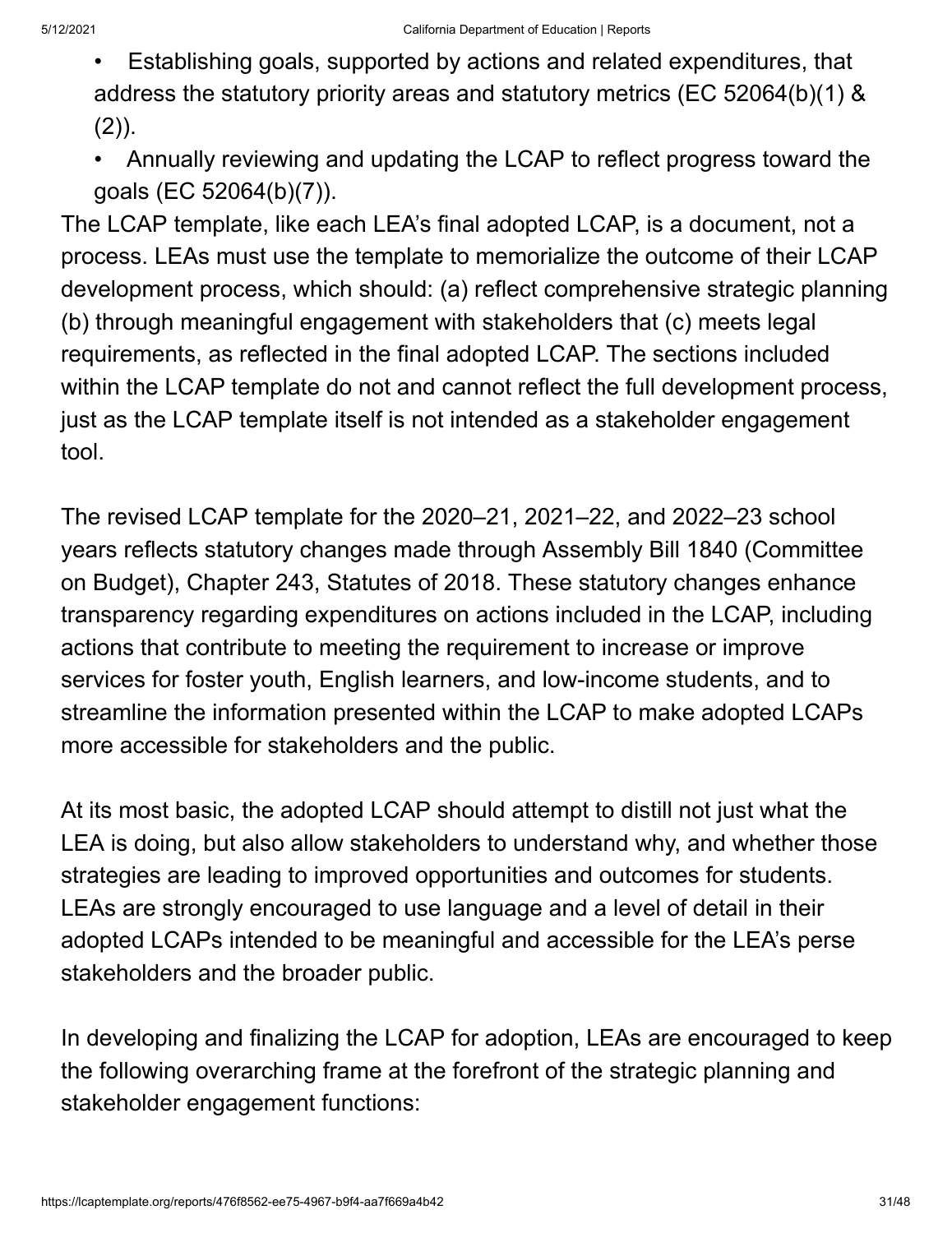- Establishing goals, supported by actions and related expenditures, that address the statutory priority areas and statutory metrics (EC 52064(b)(1) & (2)).
- Annually reviewing and updating the LCAP to reflect progress toward the goals (EC 52064(b)(7)).

The LCAP template, like each LEA's final adopted LCAP, is a document, not a process. LEAs must use the template to memorialize the outcome of their LCAP development process, which should: (a) reflect comprehensive strategic planning (b) through meaningful engagement with stakeholders that (c) meets legal requirements, as reflected in the final adopted LCAP. The sections included within the LCAP template do not and cannot reflect the full development process, just as the LCAP template itself is not intended as a stakeholder engagement tool.

The revised LCAP template for the 2020–21, 2021–22, and 2022–23 school years reflects statutory changes made through Assembly Bill 1840 (Committee on Budget), Chapter 243, Statutes of 2018. These statutory changes enhance transparency regarding expenditures on actions included in the LCAP, including actions that contribute to meeting the requirement to increase or improve services for foster youth, English learners, and low-income students, and to streamline the information presented within the LCAP to make adopted LCAPs more accessible for stakeholders and the public.

At its most basic, the adopted LCAP should attempt to distill not just what the LEA is doing, but also allow stakeholders to understand why, and whether those strategies are leading to improved opportunities and outcomes for students. LEAs are strongly encouraged to use language and a level of detail in their adopted LCAPs intended to be meaningful and accessible for the LEA's perse stakeholders and the broader public.

In developing and finalizing the LCAP for adoption, LEAs are encouraged to keep the following overarching frame at the forefront of the strategic planning and stakeholder engagement functions: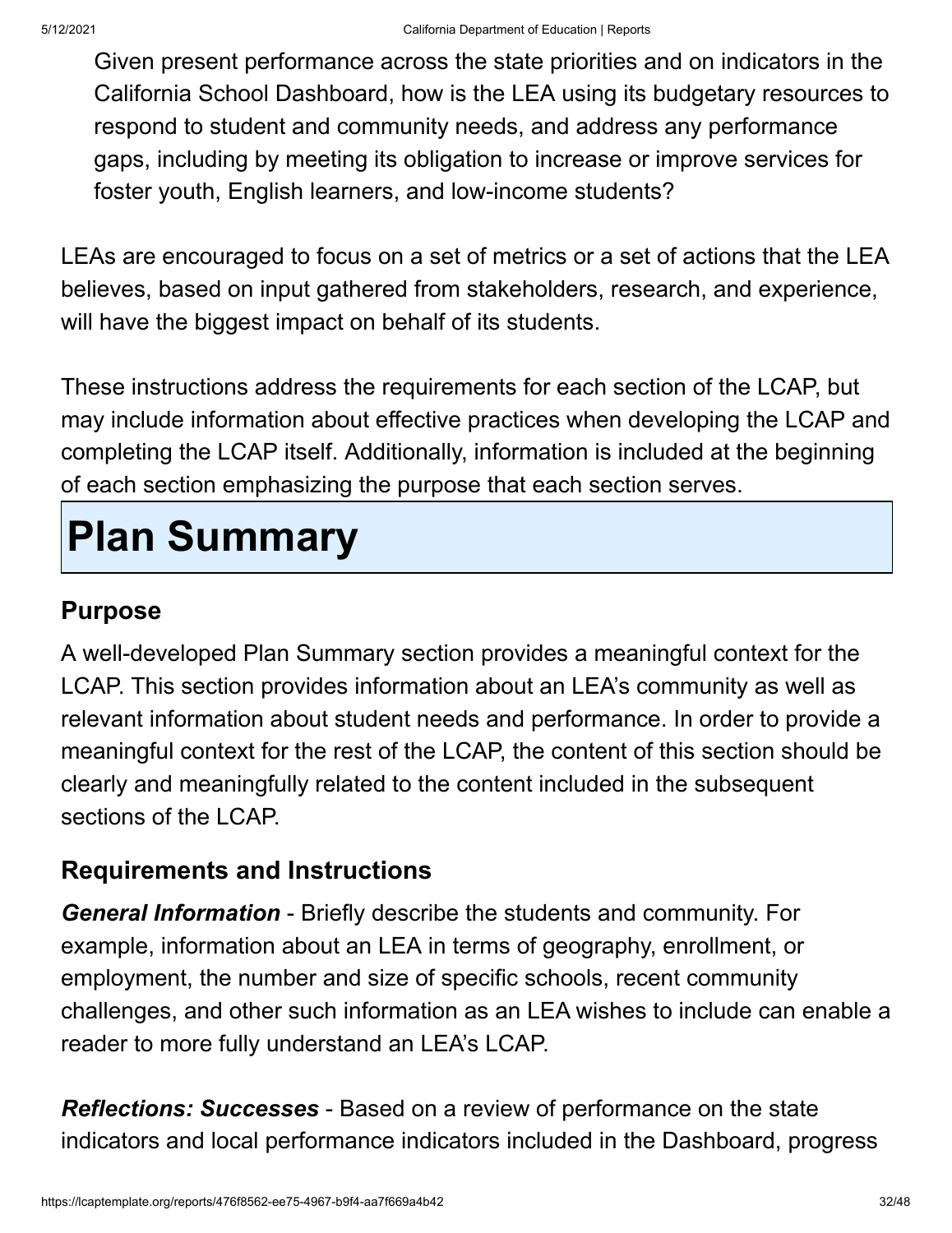Given present performance across the state priorities and on indicators in the California School Dashboard, how is the LEA using its budgetary resources to respond to student and community needs, and address any performance gaps, including by meeting its obligation to increase or improve services for foster youth, English learners, and low-income students?

LEAs are encouraged to focus on a set of metrics or a set of actions that the LEA believes, based on input gathered from stakeholders, research, and experience, will have the biggest impact on behalf of its students.

These instructions address the requirements for each section of the LCAP, but may include information about effective practices when developing the LCAP and completing the LCAP itself. Additionally, information is included at the beginning of each section emphasizing the purpose that each section serves.

# Plan Summary

## Purpose

A well-developed Plan Summary section provides a meaningful context for the LCAP. This section provides information about an LEA's community as well as relevant information about student needs and performance. In order to provide a meaningful context for the rest of the LCAP, the content of this section should be clearly and meaningfully related to the content included in the subsequent sections of the LCAP.

## Requirements and Instructions

***General Information*** - Briefly describe the students and community. For example, information about an LEA in terms of geography, enrollment, or employment, the number and size of specific schools, recent community challenges, and other such information as an LEA wishes to include can enable a reader to more fully understand an LEA's LCAP.

***Reflections: Successes*** - Based on a review of performance on the state indicators and local performance indicators included in the Dashboard, progress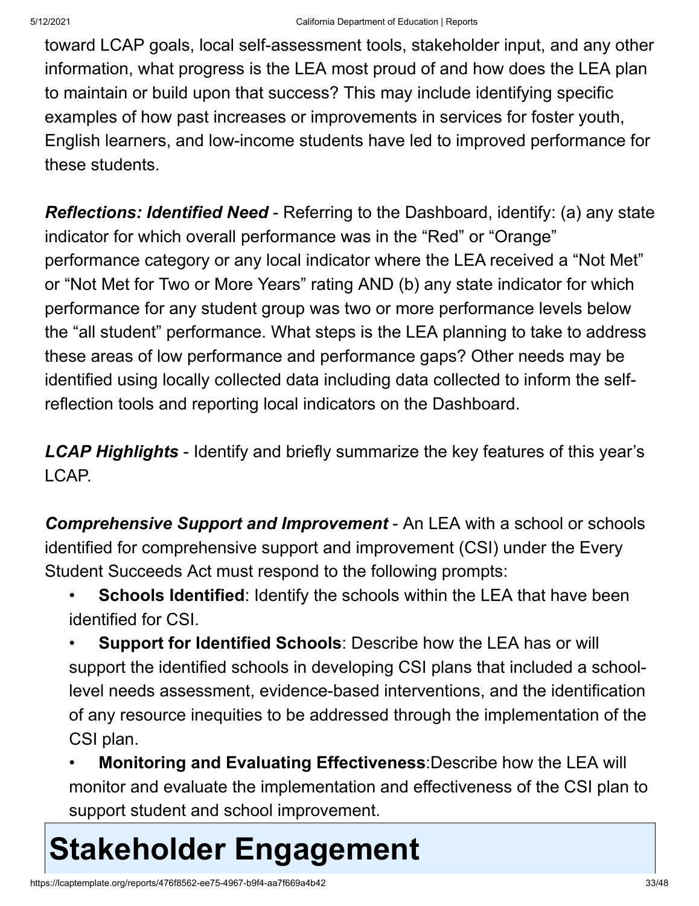toward LCAP goals, local self-assessment tools, stakeholder input, and any other information, what progress is the LEA most proud of and how does the LEA plan to maintain or build upon that success? This may include identifying specific examples of how past increases or improvements in services for foster youth, English learners, and low-income students have led to improved performance for these students.

***Reflections: Identified Need*** - Referring to the Dashboard, identify: (a) any state indicator for which overall performance was in the "Red" or "Orange" performance category or any local indicator where the LEA received a "Not Met" or "Not Met for Two or More Years" rating AND (b) any state indicator for which performance for any student group was two or more performance levels below the "all student" performance. What steps is the LEA planning to take to address these areas of low performance and performance gaps? Other needs may be identified using locally collected data including data collected to inform the self-reflection tools and reporting local indicators on the Dashboard.

***LCAP Highlights*** - Identify and briefly summarize the key features of this year's LCAP.

***Comprehensive Support and Improvement*** - An LEA with a school or schools identified for comprehensive support and improvement (CSI) under the Every Student Succeeds Act must respond to the following prompts:

- **Schools Identified**: Identify the schools within the LEA that have been identified for CSI.
- **Support for Identified Schools**: Describe how the LEA has or will support the identified schools in developing CSI plans that included a school-level needs assessment, evidence-based interventions, and the identification of any resource inequities to be addressed through the implementation of the CSI plan.
- **Monitoring and Evaluating Effectiveness**:Describe how the LEA will monitor and evaluate the implementation and effectiveness of the CSI plan to support student and school improvement.

# Stakeholder Engagement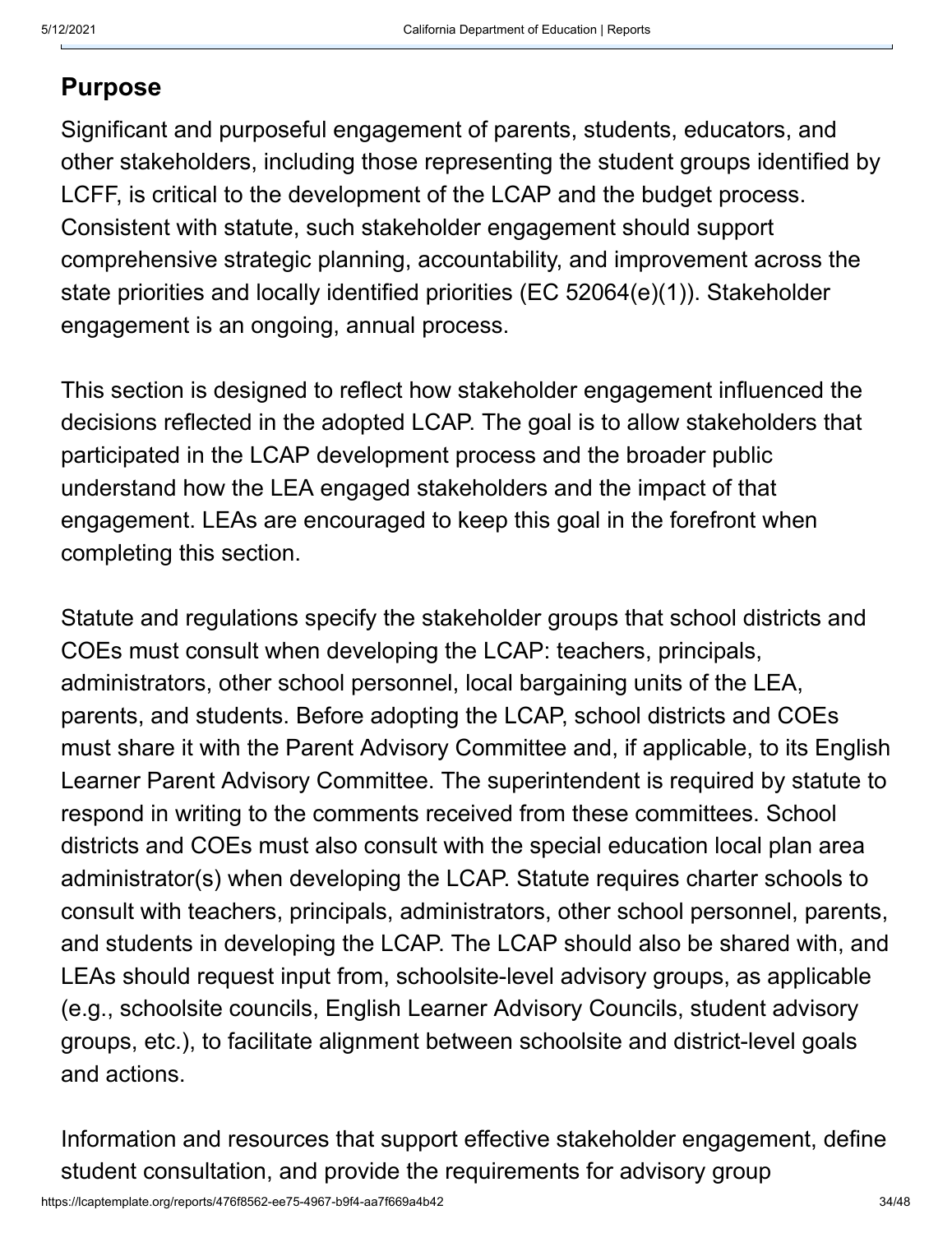## Purpose

Significant and purposeful engagement of parents, students, educators, and other stakeholders, including those representing the student groups identified by LCFF, is critical to the development of the LCAP and the budget process. Consistent with statute, such stakeholder engagement should support comprehensive strategic planning, accountability, and improvement across the state priorities and locally identified priorities (EC 52064(e)(1)). Stakeholder engagement is an ongoing, annual process.

This section is designed to reflect how stakeholder engagement influenced the decisions reflected in the adopted LCAP. The goal is to allow stakeholders that participated in the LCAP development process and the broader public understand how the LEA engaged stakeholders and the impact of that engagement. LEAs are encouraged to keep this goal in the forefront when completing this section.

Statute and regulations specify the stakeholder groups that school districts and COEs must consult when developing the LCAP: teachers, principals, administrators, other school personnel, local bargaining units of the LEA, parents, and students. Before adopting the LCAP, school districts and COEs must share it with the Parent Advisory Committee and, if applicable, to its English Learner Parent Advisory Committee. The superintendent is required by statute to respond in writing to the comments received from these committees. School districts and COEs must also consult with the special education local plan area administrator(s) when developing the LCAP. Statute requires charter schools to consult with teachers, principals, administrators, other school personnel, parents, and students in developing the LCAP. The LCAP should also be shared with, and LEAs should request input from, schoolsite-level advisory groups, as applicable (e.g., schoolsite councils, English Learner Advisory Councils, student advisory groups, etc.), to facilitate alignment between schoolsite and district-level goals and actions.

Information and resources that support effective stakeholder engagement, define student consultation, and provide the requirements for advisory group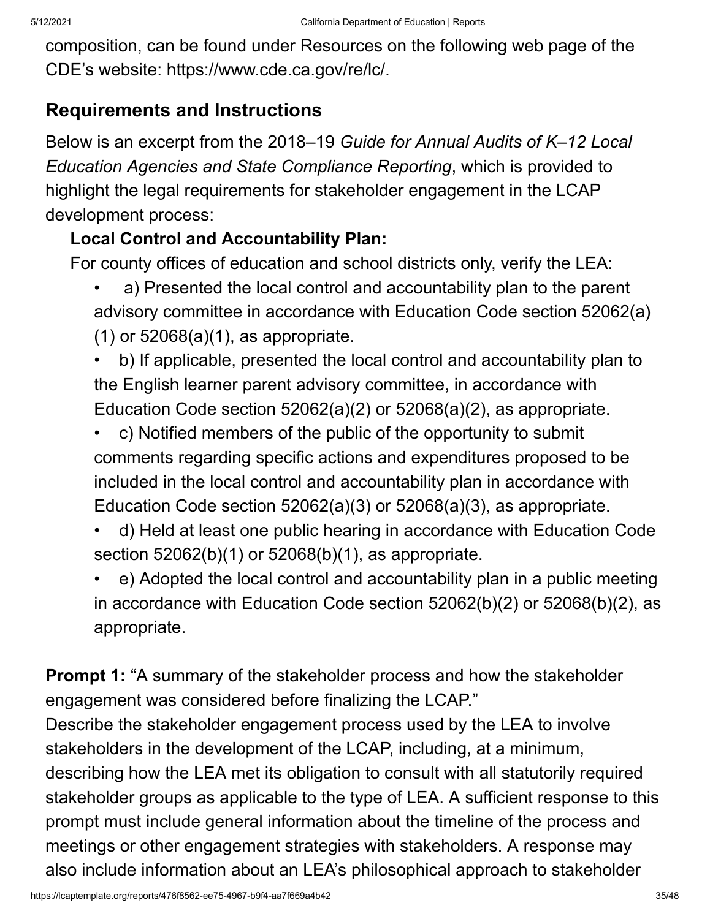composition, can be found under Resources on the following web page of the CDE's website: https://www.cde.ca.gov/re/lc/.

## Requirements and Instructions

Below is an excerpt from the 2018–19 *Guide for Annual Audits of K–12 Local Education Agencies and State Compliance Reporting*, which is provided to highlight the legal requirements for stakeholder engagement in the LCAP development process:

**Local Control and Accountability Plan:**

For county offices of education and school districts only, verify the LEA:

- a) Presented the local control and accountability plan to the parent advisory committee in accordance with Education Code section 52062(a)(1) or 52068(a)(1), as appropriate.
- b) If applicable, presented the local control and accountability plan to the English learner parent advisory committee, in accordance with Education Code section 52062(a)(2) or 52068(a)(2), as appropriate.
- c) Notified members of the public of the opportunity to submit comments regarding specific actions and expenditures proposed to be included in the local control and accountability plan in accordance with Education Code section 52062(a)(3) or 52068(a)(3), as appropriate.
- d) Held at least one public hearing in accordance with Education Code section 52062(b)(1) or 52068(b)(1), as appropriate.
- e) Adopted the local control and accountability plan in a public meeting in accordance with Education Code section 52062(b)(2) or 52068(b)(2), as appropriate.

**Prompt 1:** "A summary of the stakeholder process and how the stakeholder engagement was considered before finalizing the LCAP."

Describe the stakeholder engagement process used by the LEA to involve stakeholders in the development of the LCAP, including, at a minimum, describing how the LEA met its obligation to consult with all statutorily required stakeholder groups as applicable to the type of LEA. A sufficient response to this prompt must include general information about the timeline of the process and meetings or other engagement strategies with stakeholders. A response may also include information about an LEA's philosophical approach to stakeholder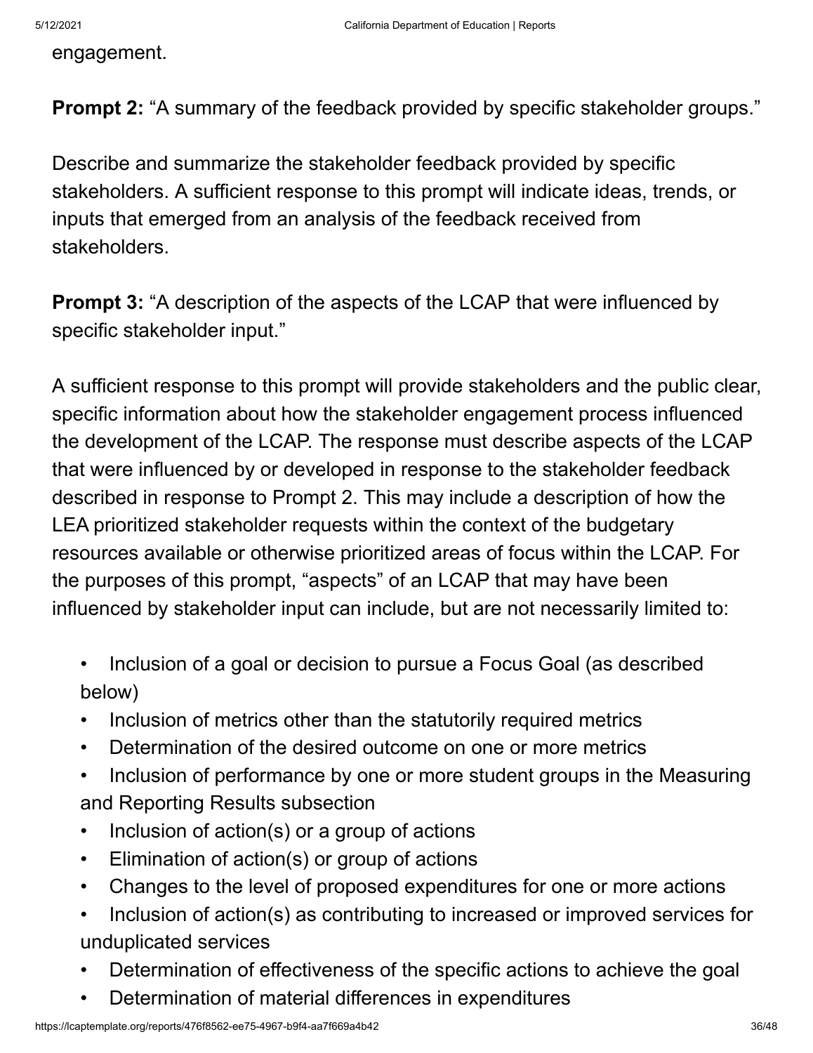engagement.

**Prompt 2:** “A summary of the feedback provided by specific stakeholder groups.”

Describe and summarize the stakeholder feedback provided by specific stakeholders. A sufficient response to this prompt will indicate ideas, trends, or inputs that emerged from an analysis of the feedback received from stakeholders.

**Prompt 3:** “A description of the aspects of the LCAP that were influenced by specific stakeholder input.”

A sufficient response to this prompt will provide stakeholders and the public clear, specific information about how the stakeholder engagement process influenced the development of the LCAP. The response must describe aspects of the LCAP that were influenced by or developed in response to the stakeholder feedback described in response to Prompt 2. This may include a description of how the LEA prioritized stakeholder requests within the context of the budgetary resources available or otherwise prioritized areas of focus within the LCAP. For the purposes of this prompt, “aspects” of an LCAP that may have been influenced by stakeholder input can include, but are not necessarily limited to:

- Inclusion of a goal or decision to pursue a Focus Goal (as described below)
- Inclusion of metrics other than the statutorily required metrics
- Determination of the desired outcome on one or more metrics
- Inclusion of performance by one or more student groups in the Measuring and Reporting Results subsection
- Inclusion of action(s) or a group of actions
- Elimination of action(s) or group of actions
- Changes to the level of proposed expenditures for one or more actions
- Inclusion of action(s) as contributing to increased or improved services for unduplicated services
- Determination of effectiveness of the specific actions to achieve the goal
- Determination of material differences in expenditures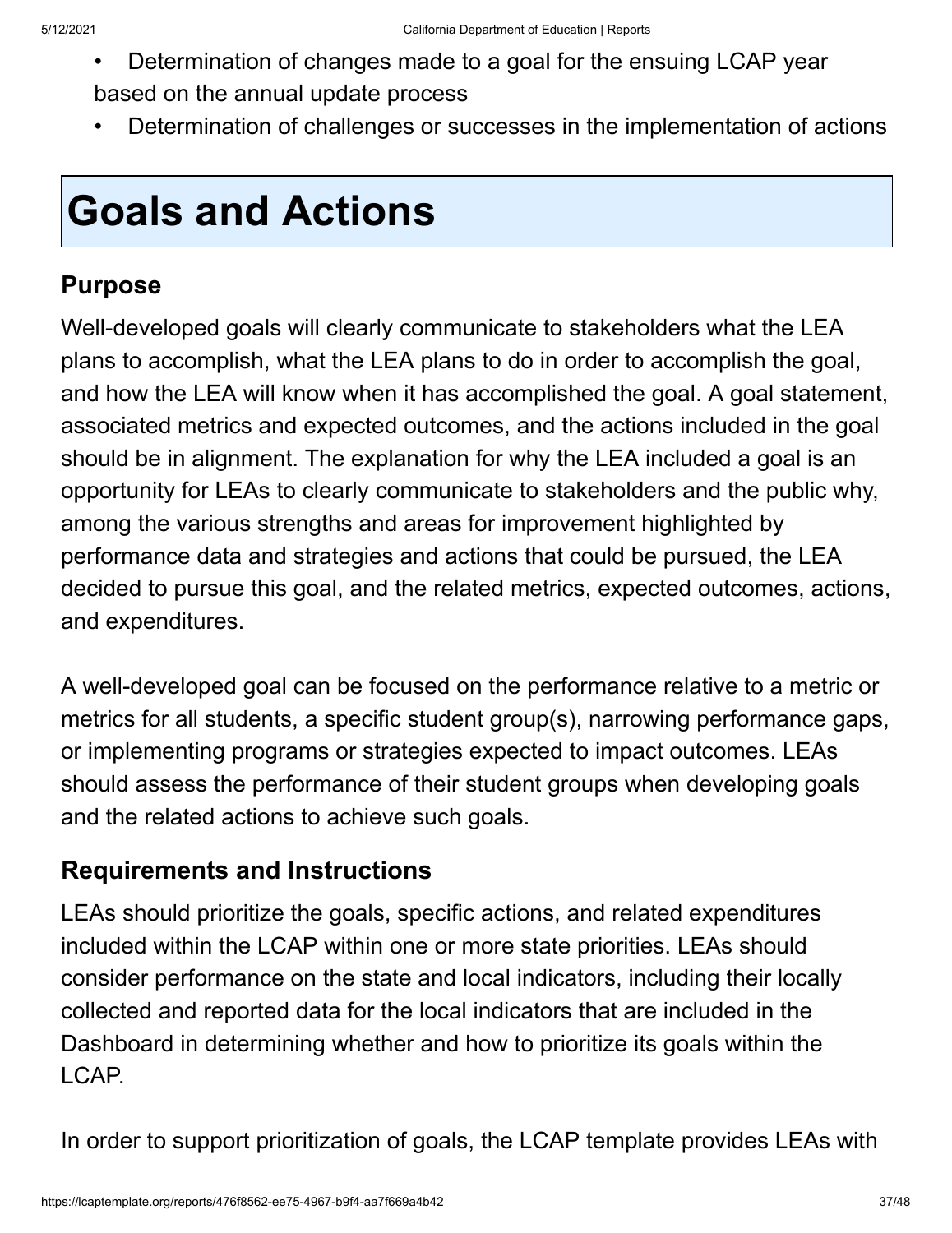- Determination of changes made to a goal for the ensuing LCAP year based on the annual update process
- Determination of challenges or successes in the implementation of actions

# Goals and Actions

## Purpose

Well-developed goals will clearly communicate to stakeholders what the LEA plans to accomplish, what the LEA plans to do in order to accomplish the goal, and how the LEA will know when it has accomplished the goal. A goal statement, associated metrics and expected outcomes, and the actions included in the goal should be in alignment. The explanation for why the LEA included a goal is an opportunity for LEAs to clearly communicate to stakeholders and the public why, among the various strengths and areas for improvement highlighted by performance data and strategies and actions that could be pursued, the LEA decided to pursue this goal, and the related metrics, expected outcomes, actions, and expenditures.

A well-developed goal can be focused on the performance relative to a metric or metrics for all students, a specific student group(s), narrowing performance gaps, or implementing programs or strategies expected to impact outcomes. LEAs should assess the performance of their student groups when developing goals and the related actions to achieve such goals.

## Requirements and Instructions

LEAs should prioritize the goals, specific actions, and related expenditures included within the LCAP within one or more state priorities. LEAs should consider performance on the state and local indicators, including their locally collected and reported data for the local indicators that are included in the Dashboard in determining whether and how to prioritize its goals within the LCAP.

In order to support prioritization of goals, the LCAP template provides LEAs with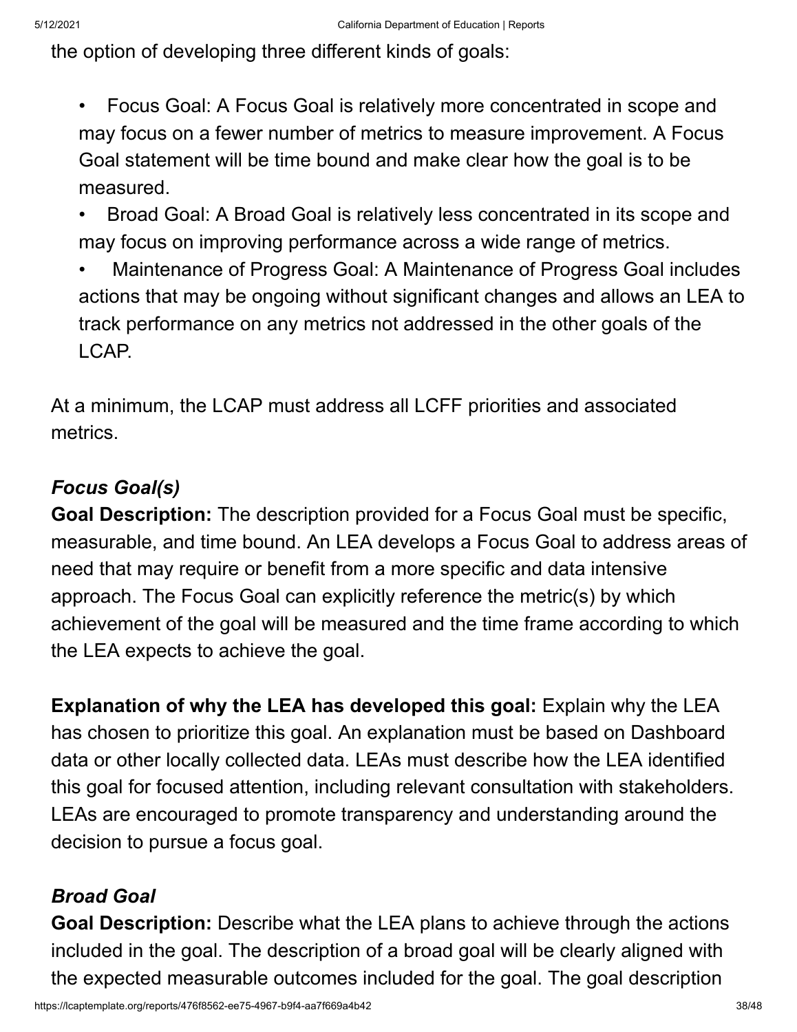the option of developing three different kinds of goals:

- Focus Goal: A Focus Goal is relatively more concentrated in scope and may focus on a fewer number of metrics to measure improvement. A Focus Goal statement will be time bound and make clear how the goal is to be measured.
- Broad Goal: A Broad Goal is relatively less concentrated in its scope and may focus on improving performance across a wide range of metrics.
- Maintenance of Progress Goal: A Maintenance of Progress Goal includes actions that may be ongoing without significant changes and allows an LEA to track performance on any metrics not addressed in the other goals of the LCAP.

At a minimum, the LCAP must address all LCFF priorities and associated metrics.

***Focus Goal(s)***

**Goal Description:** The description provided for a Focus Goal must be specific, measurable, and time bound. An LEA develops a Focus Goal to address areas of need that may require or benefit from a more specific and data intensive approach. The Focus Goal can explicitly reference the metric(s) by which achievement of the goal will be measured and the time frame according to which the LEA expects to achieve the goal.

**Explanation of why the LEA has developed this goal:** Explain why the LEA has chosen to prioritize this goal. An explanation must be based on Dashboard data or other locally collected data. LEAs must describe how the LEA identified this goal for focused attention, including relevant consultation with stakeholders. LEAs are encouraged to promote transparency and understanding around the decision to pursue a focus goal.

***Broad Goal***

**Goal Description:** Describe what the LEA plans to achieve through the actions included in the goal. The description of a broad goal will be clearly aligned with the expected measurable outcomes included for the goal. The goal description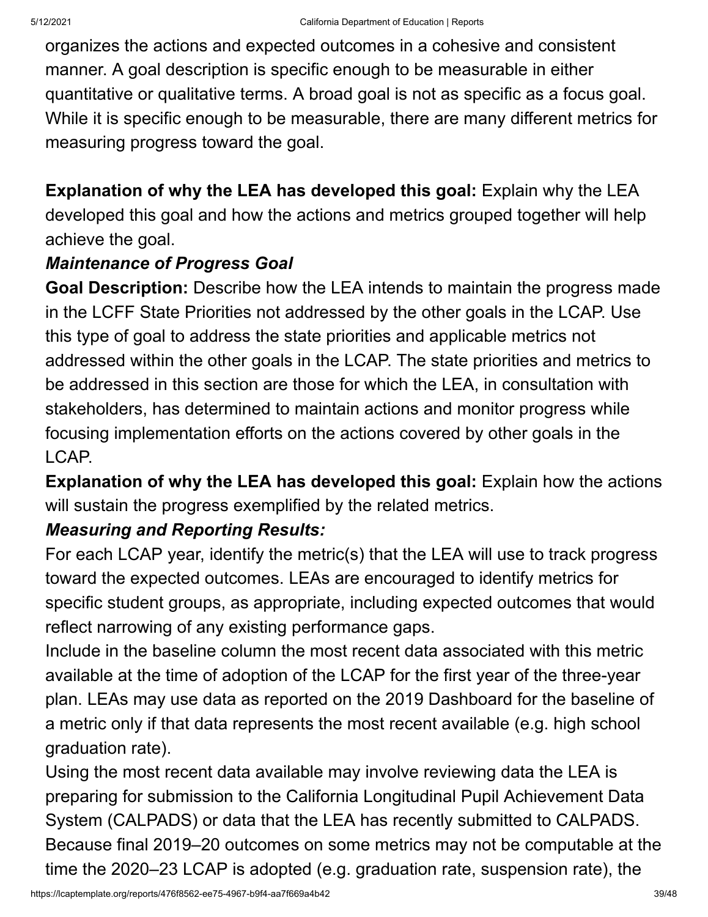organizes the actions and expected outcomes in a cohesive and consistent manner. A goal description is specific enough to be measurable in either quantitative or qualitative terms. A broad goal is not as specific as a focus goal. While it is specific enough to be measurable, there are many different metrics for measuring progress toward the goal.

**Explanation of why the LEA has developed this goal:** Explain why the LEA developed this goal and how the actions and metrics grouped together will help achieve the goal.

***Maintenance of Progress Goal***

**Goal Description:** Describe how the LEA intends to maintain the progress made in the LCFF State Priorities not addressed by the other goals in the LCAP. Use this type of goal to address the state priorities and applicable metrics not addressed within the other goals in the LCAP. The state priorities and metrics to be addressed in this section are those for which the LEA, in consultation with stakeholders, has determined to maintain actions and monitor progress while focusing implementation efforts on the actions covered by other goals in the LCAP.

**Explanation of why the LEA has developed this goal:** Explain how the actions will sustain the progress exemplified by the related metrics.

***Measuring and Reporting Results:***

For each LCAP year, identify the metric(s) that the LEA will use to track progress toward the expected outcomes. LEAs are encouraged to identify metrics for specific student groups, as appropriate, including expected outcomes that would reflect narrowing of any existing performance gaps.

Include in the baseline column the most recent data associated with this metric available at the time of adoption of the LCAP for the first year of the three-year plan. LEAs may use data as reported on the 2019 Dashboard for the baseline of a metric only if that data represents the most recent available (e.g. high school graduation rate).

Using the most recent data available may involve reviewing data the LEA is preparing for submission to the California Longitudinal Pupil Achievement Data System (CALPADS) or data that the LEA has recently submitted to CALPADS. Because final 2019–20 outcomes on some metrics may not be computable at the time the 2020–23 LCAP is adopted (e.g. graduation rate, suspension rate), the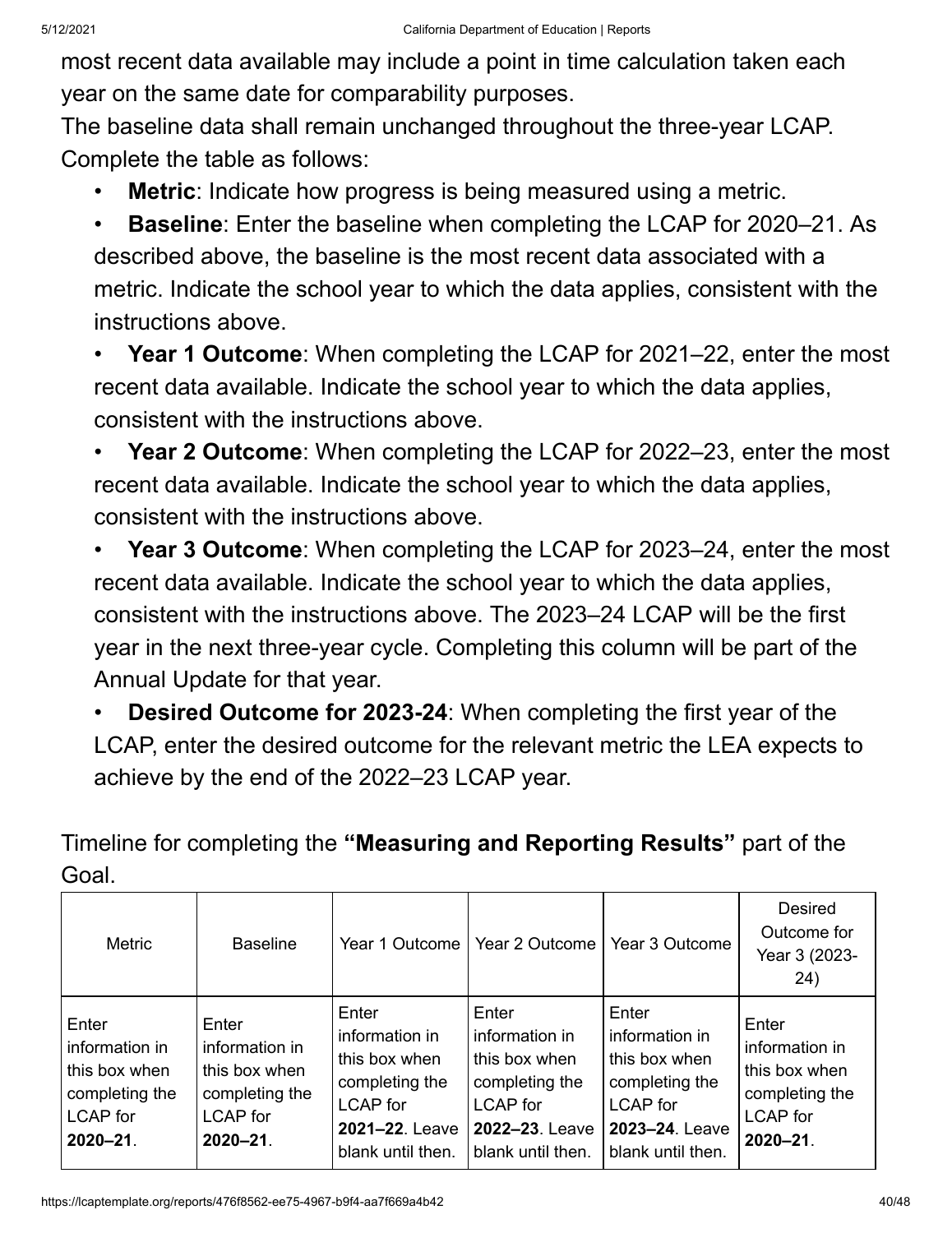most recent data available may include a point in time calculation taken each year on the same date for comparability purposes.

The baseline data shall remain unchanged throughout the three-year LCAP.

Complete the table as follows:

- **Metric**: Indicate how progress is being measured using a metric.
- **Baseline**: Enter the baseline when completing the LCAP for 2020–21. As described above, the baseline is the most recent data associated with a metric. Indicate the school year to which the data applies, consistent with the instructions above.
- **Year 1 Outcome**: When completing the LCAP for 2021–22, enter the most recent data available. Indicate the school year to which the data applies, consistent with the instructions above.
- **Year 2 Outcome**: When completing the LCAP for 2022–23, enter the most recent data available. Indicate the school year to which the data applies, consistent with the instructions above.
- **Year 3 Outcome**: When completing the LCAP for 2023–24, enter the most recent data available. Indicate the school year to which the data applies, consistent with the instructions above. The 2023–24 LCAP will be the first year in the next three-year cycle. Completing this column will be part of the Annual Update for that year.
- **Desired Outcome for 2023-24**: When completing the first year of the LCAP, enter the desired outcome for the relevant metric the LEA expects to achieve by the end of the 2022–23 LCAP year.

Timeline for completing the **"Measuring and Reporting Results"** part of the Goal.

| Metric | Baseline | Year 1 Outcome | Year 2 Outcome | Year 3 Outcome | Desired Outcome for Year 3 (2023-24) |
|---|---|---|---|---|---|
| Enter information in this box when completing the LCAP for **2020–21**. | Enter information in this box when completing the LCAP for **2020–21**. | Enter information in this box when completing the LCAP for **2021–22**. Leave blank until then. | Enter information in this box when completing the LCAP for **2022–23**. Leave blank until then. | Enter information in this box when completing the LCAP for **2023–24**. Leave blank until then. | Enter information in this box when completing the LCAP for **2020–21**. |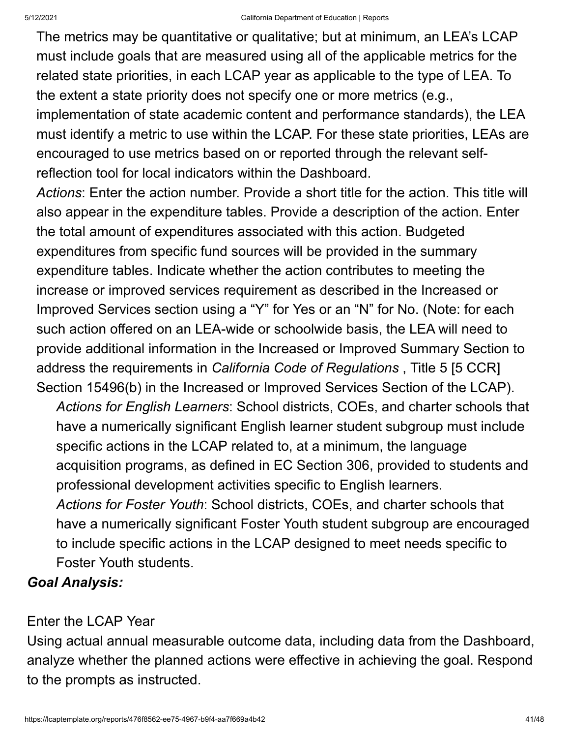The metrics may be quantitative or qualitative; but at minimum, an LEA's LCAP must include goals that are measured using all of the applicable metrics for the related state priorities, in each LCAP year as applicable to the type of LEA. To the extent a state priority does not specify one or more metrics (e.g., implementation of state academic content and performance standards), the LEA must identify a metric to use within the LCAP. For these state priorities, LEAs are encouraged to use metrics based on or reported through the relevant self-reflection tool for local indicators within the Dashboard.

*Actions*: Enter the action number. Provide a short title for the action. This title will also appear in the expenditure tables. Provide a description of the action. Enter the total amount of expenditures associated with this action. Budgeted expenditures from specific fund sources will be provided in the summary expenditure tables. Indicate whether the action contributes to meeting the increase or improved services requirement as described in the Increased or Improved Services section using a "Y" for Yes or an "N" for No. (Note: for each such action offered on an LEA-wide or schoolwide basis, the LEA will need to provide additional information in the Increased or Improved Summary Section to address the requirements in *California Code of Regulations* , Title 5 [5 CCR] Section 15496(b) in the Increased or Improved Services Section of the LCAP).

*Actions for English Learners*: School districts, COEs, and charter schools that have a numerically significant English learner student subgroup must include specific actions in the LCAP related to, at a minimum, the language acquisition programs, as defined in EC Section 306, provided to students and professional development activities specific to English learners.

*Actions for Foster Youth*: School districts, COEs, and charter schools that have a numerically significant Foster Youth student subgroup are encouraged to include specific actions in the LCAP designed to meet needs specific to Foster Youth students.

***Goal Analysis:***

Enter the LCAP Year

Using actual annual measurable outcome data, including data from the Dashboard, analyze whether the planned actions were effective in achieving the goal. Respond to the prompts as instructed.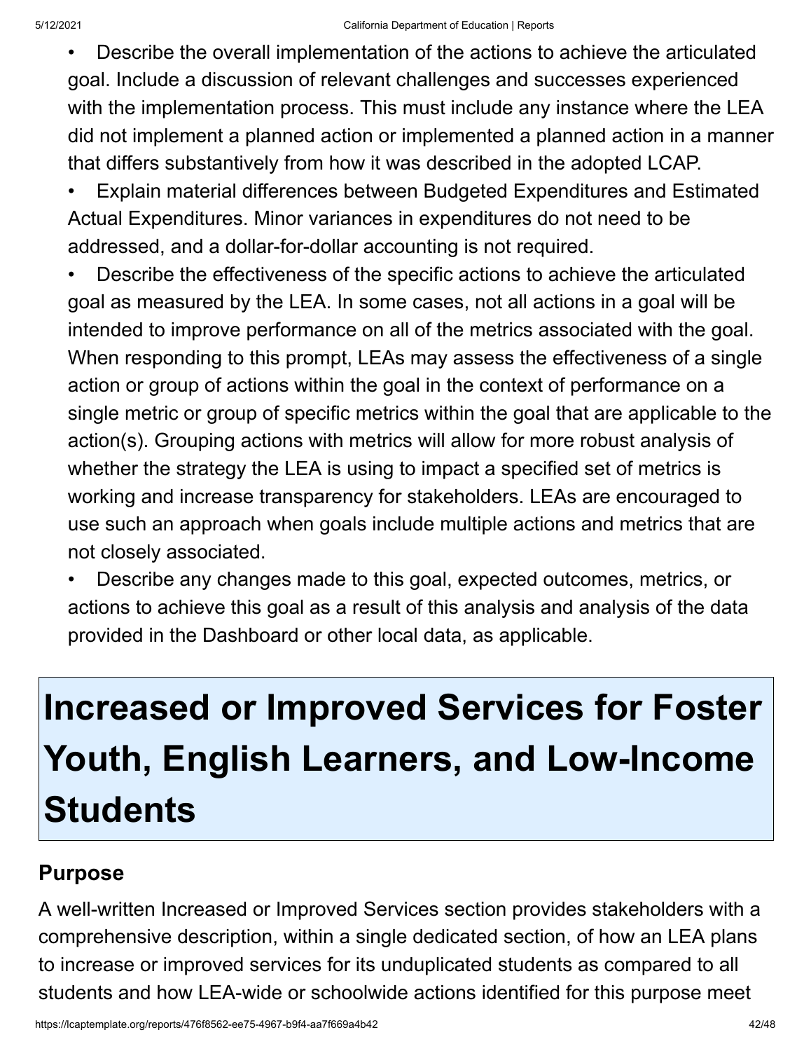- Describe the overall implementation of the actions to achieve the articulated goal. Include a discussion of relevant challenges and successes experienced with the implementation process. This must include any instance where the LEA did not implement a planned action or implemented a planned action in a manner that differs substantively from how it was described in the adopted LCAP.
- Explain material differences between Budgeted Expenditures and Estimated Actual Expenditures. Minor variances in expenditures do not need to be addressed, and a dollar-for-dollar accounting is not required.
- Describe the effectiveness of the specific actions to achieve the articulated goal as measured by the LEA. In some cases, not all actions in a goal will be intended to improve performance on all of the metrics associated with the goal. When responding to this prompt, LEAs may assess the effectiveness of a single action or group of actions within the goal in the context of performance on a single metric or group of specific metrics within the goal that are applicable to the action(s). Grouping actions with metrics will allow for more robust analysis of whether the strategy the LEA is using to impact a specified set of metrics is working and increase transparency for stakeholders. LEAs are encouraged to use such an approach when goals include multiple actions and metrics that are not closely associated.
- Describe any changes made to this goal, expected outcomes, metrics, or actions to achieve this goal as a result of this analysis and analysis of the data provided in the Dashboard or other local data, as applicable.

# Increased or Improved Services for Foster Youth, English Learners, and Low-Income Students

## Purpose

A well-written Increased or Improved Services section provides stakeholders with a comprehensive description, within a single dedicated section, of how an LEA plans to increase or improved services for its unduplicated students as compared to all students and how LEA-wide or schoolwide actions identified for this purpose meet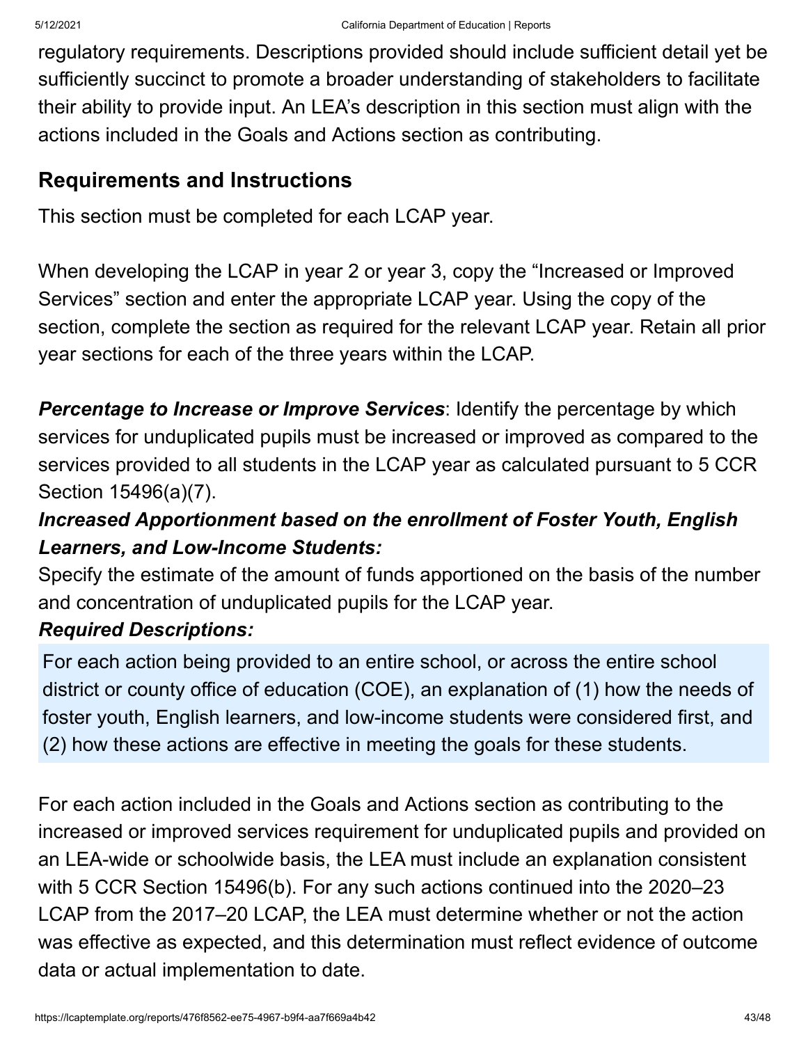regulatory requirements. Descriptions provided should include sufficient detail yet be sufficiently succinct to promote a broader understanding of stakeholders to facilitate their ability to provide input. An LEA's description in this section must align with the actions included in the Goals and Actions section as contributing.

## Requirements and Instructions

This section must be completed for each LCAP year.

When developing the LCAP in year 2 or year 3, copy the "Increased or Improved Services" section and enter the appropriate LCAP year. Using the copy of the section, complete the section as required for the relevant LCAP year. Retain all prior year sections for each of the three years within the LCAP.

***Percentage to Increase or Improve Services***: Identify the percentage by which services for unduplicated pupils must be increased or improved as compared to the services provided to all students in the LCAP year as calculated pursuant to 5 CCR Section 15496(a)(7).

***Increased Apportionment based on the enrollment of Foster Youth, English Learners, and Low-Income Students:***

Specify the estimate of the amount of funds apportioned on the basis of the number and concentration of unduplicated pupils for the LCAP year.

***Required Descriptions:***

For each action being provided to an entire school, or across the entire school district or county office of education (COE), an explanation of (1) how the needs of foster youth, English learners, and low-income students were considered first, and (2) how these actions are effective in meeting the goals for these students.

For each action included in the Goals and Actions section as contributing to the increased or improved services requirement for unduplicated pupils and provided on an LEA-wide or schoolwide basis, the LEA must include an explanation consistent with 5 CCR Section 15496(b). For any such actions continued into the 2020–23 LCAP from the 2017–20 LCAP, the LEA must determine whether or not the action was effective as expected, and this determination must reflect evidence of outcome data or actual implementation to date.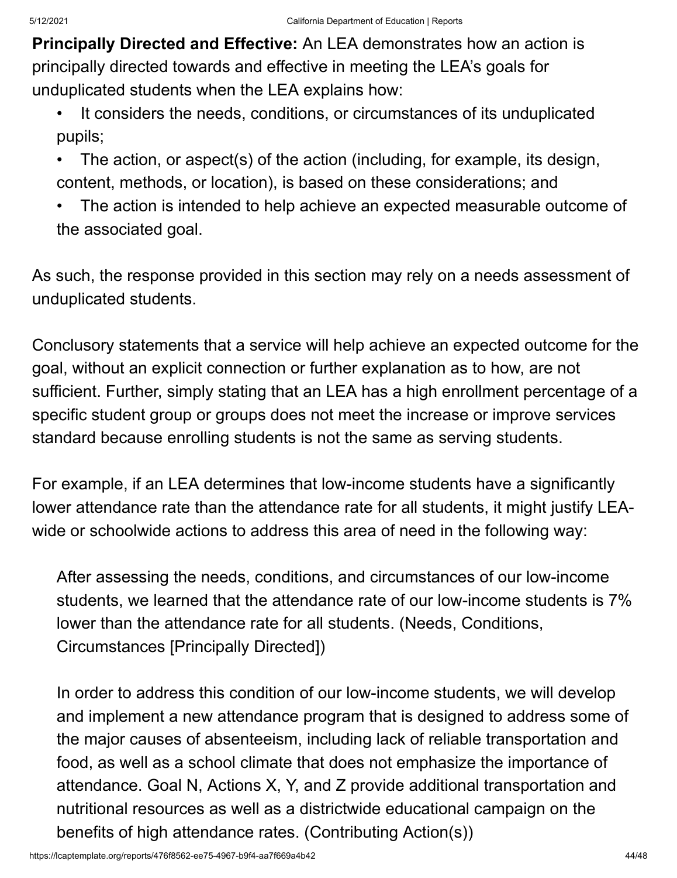**Principally Directed and Effective:** An LEA demonstrates how an action is principally directed towards and effective in meeting the LEA's goals for unduplicated students when the LEA explains how:

- It considers the needs, conditions, or circumstances of its unduplicated pupils;
- The action, or aspect(s) of the action (including, for example, its design, content, methods, or location), is based on these considerations; and
- The action is intended to help achieve an expected measurable outcome of the associated goal.

As such, the response provided in this section may rely on a needs assessment of unduplicated students.

Conclusory statements that a service will help achieve an expected outcome for the goal, without an explicit connection or further explanation as to how, are not sufficient. Further, simply stating that an LEA has a high enrollment percentage of a specific student group or groups does not meet the increase or improve services standard because enrolling students is not the same as serving students.

For example, if an LEA determines that low-income students have a significantly lower attendance rate than the attendance rate for all students, it might justify LEA-wide or schoolwide actions to address this area of need in the following way:

> After assessing the needs, conditions, and circumstances of our low-income students, we learned that the attendance rate of our low-income students is 7% lower than the attendance rate for all students. (Needs, Conditions, Circumstances [Principally Directed])
>
> In order to address this condition of our low-income students, we will develop and implement a new attendance program that is designed to address some of the major causes of absenteeism, including lack of reliable transportation and food, as well as a school climate that does not emphasize the importance of attendance. Goal N, Actions X, Y, and Z provide additional transportation and nutritional resources as well as a districtwide educational campaign on the benefits of high attendance rates. (Contributing Action(s))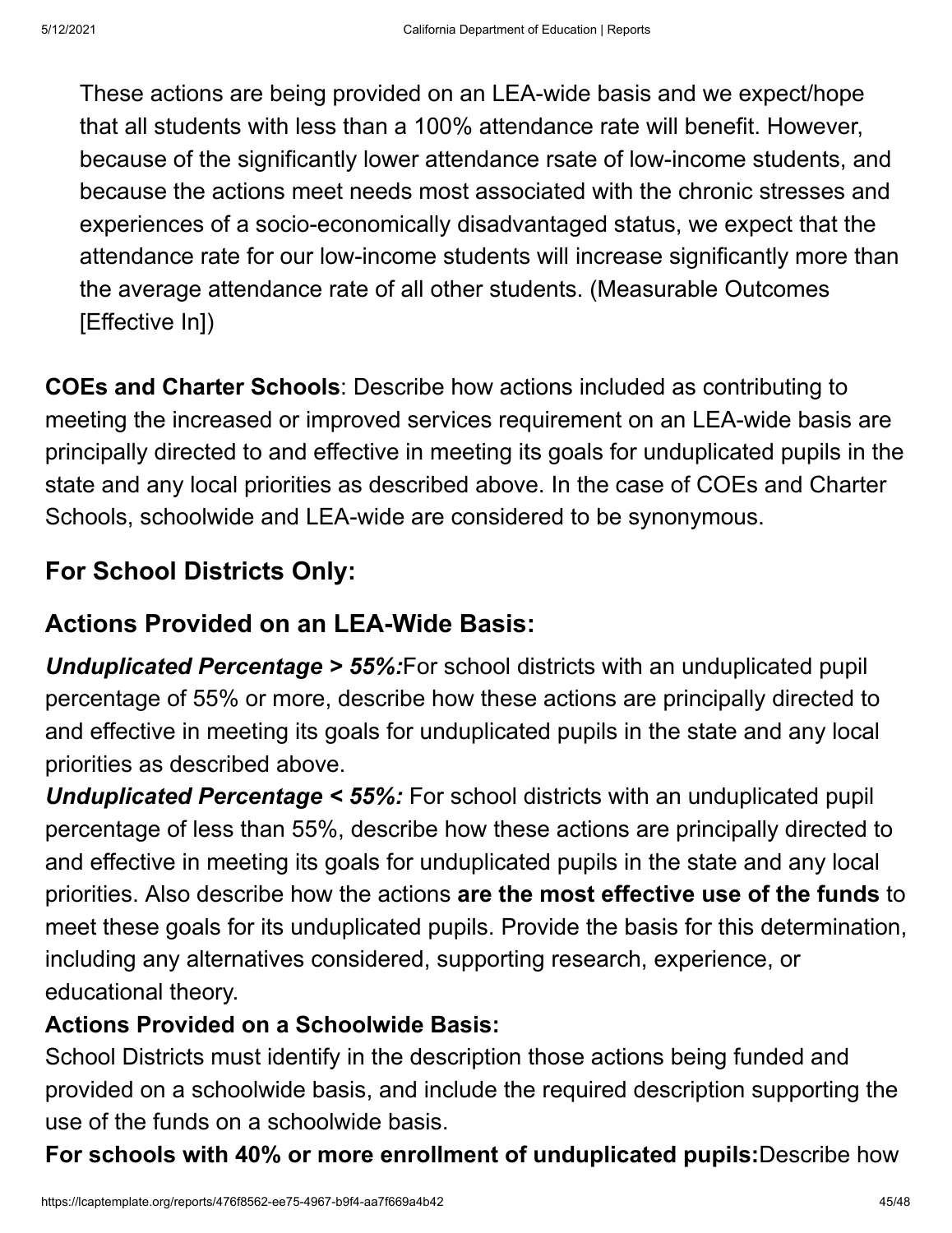These actions are being provided on an LEA-wide basis and we expect/hope that all students with less than a 100% attendance rate will benefit. However, because of the significantly lower attendance rsate of low-income students, and because the actions meet needs most associated with the chronic stresses and experiences of a socio-economically disadvantaged status, we expect that the attendance rate for our low-income students will increase significantly more than the average attendance rate of all other students. (Measurable Outcomes [Effective In])

**COEs and Charter Schools**: Describe how actions included as contributing to meeting the increased or improved services requirement on an LEA-wide basis are principally directed to and effective in meeting its goals for unduplicated pupils in the state and any local priorities as described above. In the case of COEs and Charter Schools, schoolwide and LEA-wide are considered to be synonymous.

## For School Districts Only:

## Actions Provided on an LEA-Wide Basis:

***Unduplicated Percentage > 55%:***For school districts with an unduplicated pupil percentage of 55% or more, describe how these actions are principally directed to and effective in meeting its goals for unduplicated pupils in the state and any local priorities as described above.

***Unduplicated Percentage < 55%:*** For school districts with an unduplicated pupil percentage of less than 55%, describe how these actions are principally directed to and effective in meeting its goals for unduplicated pupils in the state and any local priorities. Also describe how the actions **are the most effective use of the funds** to meet these goals for its unduplicated pupils. Provide the basis for this determination, including any alternatives considered, supporting research, experience, or educational theory.

**Actions Provided on a Schoolwide Basis:**

School Districts must identify in the description those actions being funded and provided on a schoolwide basis, and include the required description supporting the use of the funds on a schoolwide basis.

**For schools with 40% or more enrollment of unduplicated pupils:**Describe how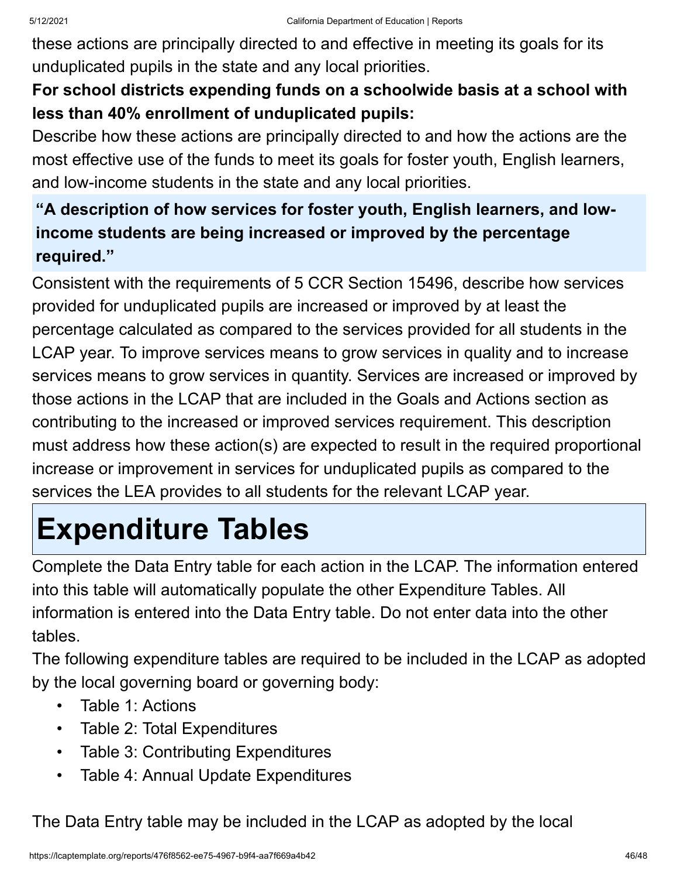these actions are principally directed to and effective in meeting its goals for its unduplicated pupils in the state and any local priorities.

**For school districts expending funds on a schoolwide basis at a school with less than 40% enrollment of unduplicated pupils:**

Describe how these actions are principally directed to and how the actions are the most effective use of the funds to meet its goals for foster youth, English learners, and low-income students in the state and any local priorities.

### "A description of how services for foster youth, English learners, and low-income students are being increased or improved by the percentage required."

Consistent with the requirements of 5 CCR Section 15496, describe how services provided for unduplicated pupils are increased or improved by at least the percentage calculated as compared to the services provided for all students in the LCAP year. To improve services means to grow services in quality and to increase services means to grow services in quantity. Services are increased or improved by those actions in the LCAP that are included in the Goals and Actions section as contributing to the increased or improved services requirement. This description must address how these action(s) are expected to result in the required proportional increase or improvement in services for unduplicated pupils as compared to the services the LEA provides to all students for the relevant LCAP year.

# Expenditure Tables

Complete the Data Entry table for each action in the LCAP. The information entered into this table will automatically populate the other Expenditure Tables. All information is entered into the Data Entry table. Do not enter data into the other tables.

The following expenditure tables are required to be included in the LCAP as adopted by the local governing board or governing body:

- Table 1: Actions
- Table 2: Total Expenditures
- Table 3: Contributing Expenditures
- Table 4: Annual Update Expenditures

The Data Entry table may be included in the LCAP as adopted by the local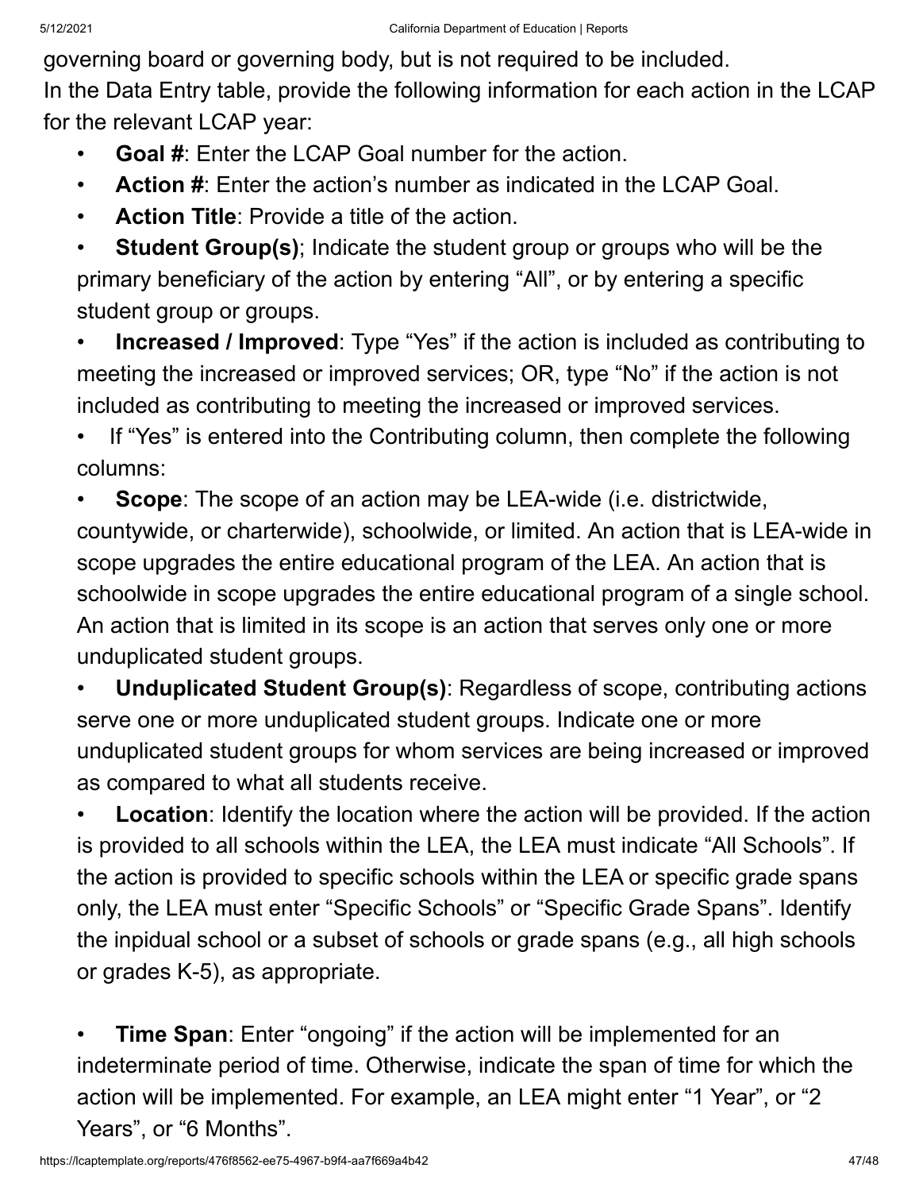governing board or governing body, but is not required to be included.

In the Data Entry table, provide the following information for each action in the LCAP for the relevant LCAP year:

- **Goal #**: Enter the LCAP Goal number for the action.
- **Action #**: Enter the action's number as indicated in the LCAP Goal.
- **Action Title**: Provide a title of the action.
- **Student Group(s)**; Indicate the student group or groups who will be the primary beneficiary of the action by entering "All", or by entering a specific student group or groups.
- **Increased / Improved**: Type "Yes" if the action is included as contributing to meeting the increased or improved services; OR, type "No" if the action is not included as contributing to meeting the increased or improved services.
- If "Yes" is entered into the Contributing column, then complete the following columns:
- **Scope**: The scope of an action may be LEA-wide (i.e. districtwide, countywide, or charterwide), schoolwide, or limited. An action that is LEA-wide in scope upgrades the entire educational program of the LEA. An action that is schoolwide in scope upgrades the entire educational program of a single school. An action that is limited in its scope is an action that serves only one or more unduplicated student groups.
- **Unduplicated Student Group(s)**: Regardless of scope, contributing actions serve one or more unduplicated student groups. Indicate one or more unduplicated student groups for whom services are being increased or improved as compared to what all students receive.
- **Location**: Identify the location where the action will be provided. If the action is provided to all schools within the LEA, the LEA must indicate "All Schools". If the action is provided to specific schools within the LEA or specific grade spans only, the LEA must enter "Specific Schools" or "Specific Grade Spans". Identify the inpidual school or a subset of schools or grade spans (e.g., all high schools or grades K-5), as appropriate.
- **Time Span**: Enter "ongoing" if the action will be implemented for an indeterminate period of time. Otherwise, indicate the span of time for which the action will be implemented. For example, an LEA might enter "1 Year", or "2 Years", or "6 Months".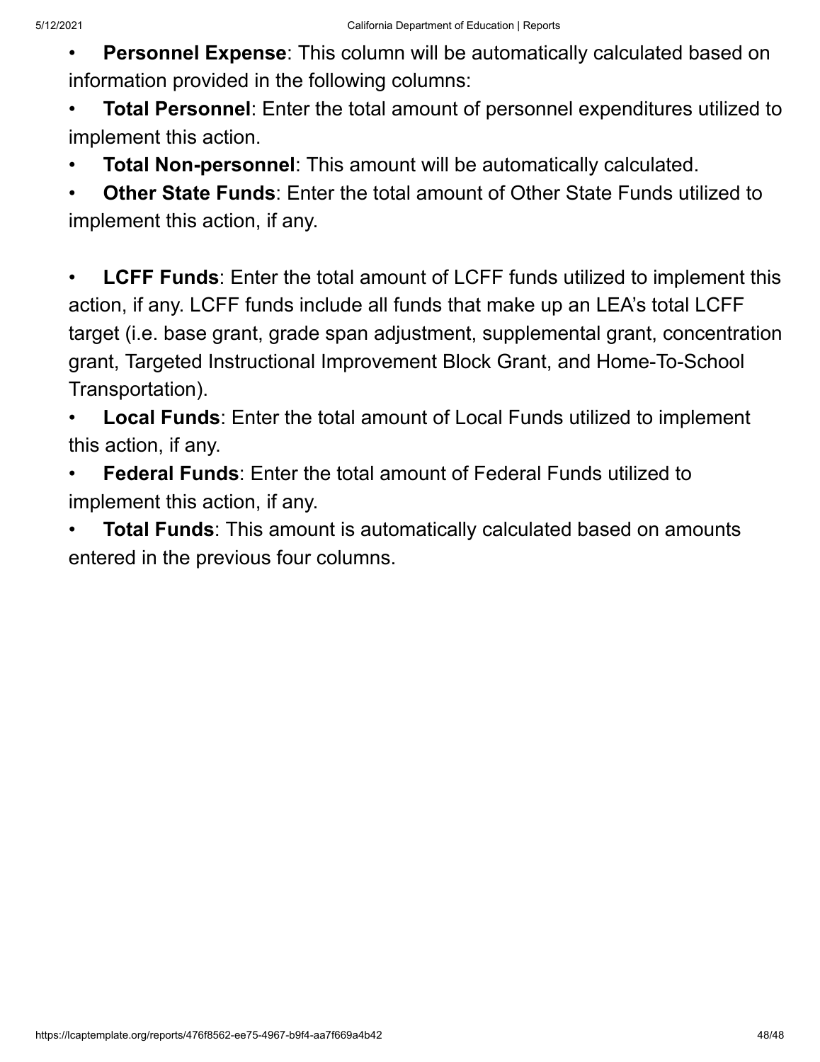- **Personnel Expense**: This column will be automatically calculated based on information provided in the following columns:
- **Total Personnel**: Enter the total amount of personnel expenditures utilized to implement this action.
- **Total Non-personnel**: This amount will be automatically calculated.
- **Other State Funds**: Enter the total amount of Other State Funds utilized to implement this action, if any.

- **LCFF Funds**: Enter the total amount of LCFF funds utilized to implement this action, if any. LCFF funds include all funds that make up an LEA's total LCFF target (i.e. base grant, grade span adjustment, supplemental grant, concentration grant, Targeted Instructional Improvement Block Grant, and Home-To-School Transportation).
- **Local Funds**: Enter the total amount of Local Funds utilized to implement this action, if any.
- **Federal Funds**: Enter the total amount of Federal Funds utilized to implement this action, if any.
- **Total Funds**: This amount is automatically calculated based on amounts entered in the previous four columns.